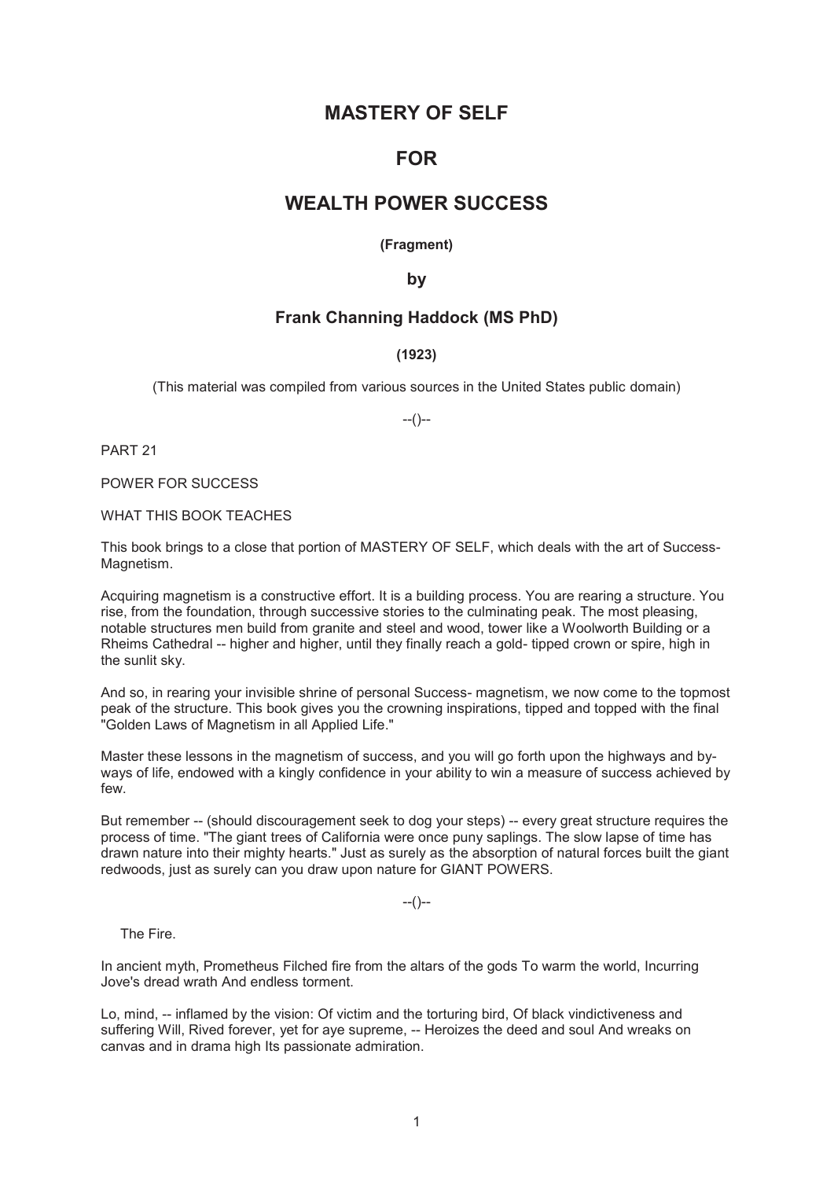# MASTERY OF SELF

# FOR

# WEALTH POWER SUCCESS

**(Fragment)**

**by**

## Frank Channing Haddock (MS PhD)

**(1923)**

(This material was compiled from various sources in the United States public domain)

--()--

PART 21

POWER FOR SUCCESS

WHAT THIS BOOK TEACHES

This book brings to a close that portion of MASTERY OF SELF, which deals with the art of Success-Magnetism.

Acquiring magnetism is a constructive effort. It is a building process. You are rearing a structure. You rise, from the foundation, through successive stories to the culminating peak. The most pleasing, notable structures men build from granite and steel and wood, tower like a Woolworth Building or a Rheims Cathedral -- higher and higher, until they finally reach a gold- tipped crown or spire, high in the sunlit sky.

And so, in rearing your invisible shrine of personal Success- magnetism, we now come to the topmost peak of the structure. This book gives you the crowning inspirations, tipped and topped with the final "Golden Laws of Magnetism in all Applied Life."

Master these lessons in the magnetism of success, and you will go forth upon the highways and by-ways of life, endowed with a kingly confidence in your ability to win a measure of success achieved by few.

But remember -- (should discouragement seek to dog your steps) -- every great structure requires the process of time. "The giant trees of California were once puny saplings. The slow lapse of time has drawn nature into their mighty hearts." Just as surely as the absorption of natural forces built the giant redwoods, just as surely can you draw upon nature for GIANT POWERS.

--()--

The Fire.

In ancient myth, Prometheus Filched fire from the altars of the gods To warm the world, Incurring Jove's dread wrath And endless torment.

Lo, mind, -- inflamed by the vision: Of victim and the torturing bird, Of black vindictiveness and suffering Will, Rived forever, yet for aye supreme, -- Heroizes the deed and soul And wreaks on canvas and in drama high Its passionate admiration.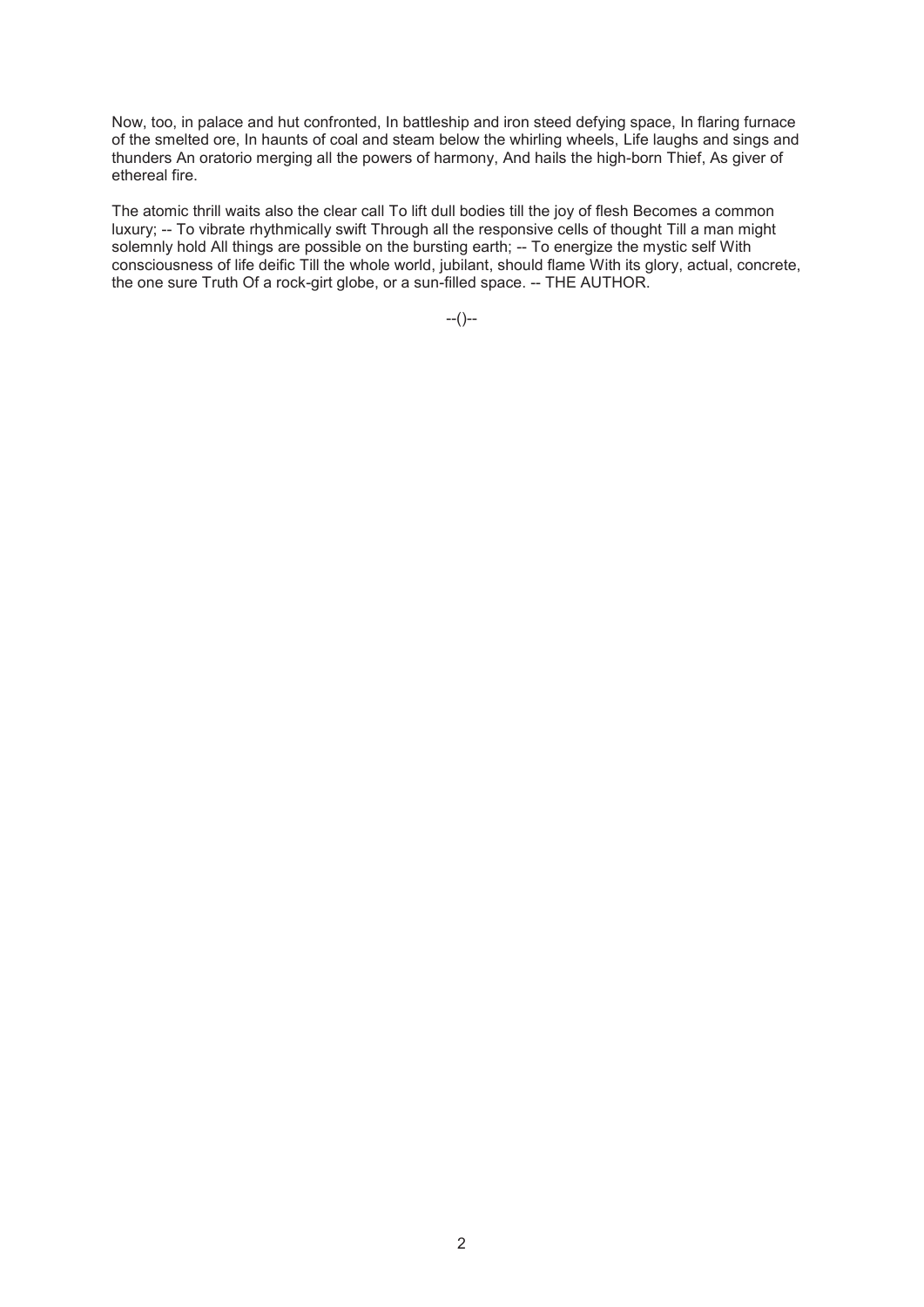Now, too, in palace and hut confronted, In battleship and iron steed defying space, In flaring furnace of the smelted ore, In haunts of coal and steam below the whirling wheels, Life laughs and sings and thunders An oratorio merging all the powers of harmony, And hails the high-born Thief, As giver of ethereal fire.

The atomic thrill waits also the clear call To lift dull bodies till the joy of flesh Becomes a common luxury; -- To vibrate rhythmically swift Through all the responsive cells of thought Till a man might solemnly hold All things are possible on the bursting earth; -- To energize the mystic self With consciousness of life deific Till the whole world, jubilant, should flame With its glory, actual, concrete, the one sure Truth Of a rock-girt globe, or a sun-filled space. -- THE AUTHOR.

--()--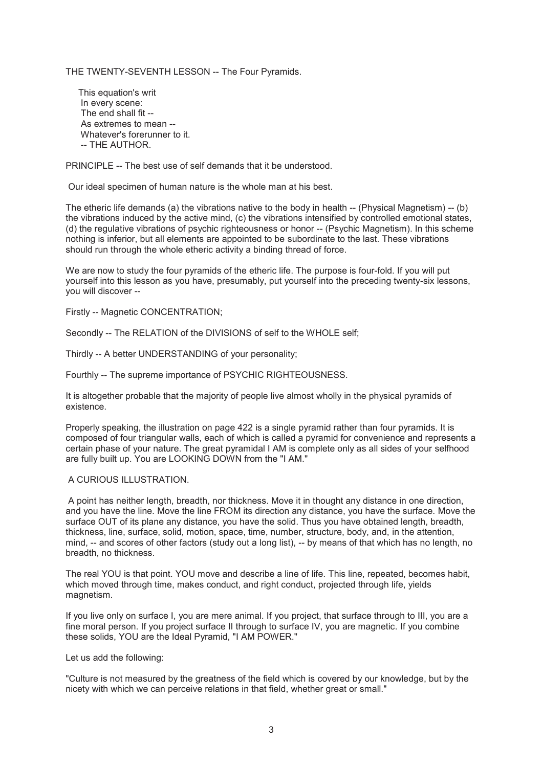# THE TWENTY-SEVENTH LESSON -- The Four Pyramids.

> This equation's writ  
> In every scene:  
> The end shall fit --  
> As extremes to mean --  
> Whatever's forerunner to it.  
> -- THE AUTHOR.

PRINCIPLE -- The best use of self demands that it be understood.

Our ideal specimen of human nature is the whole man at his best.

The etheric life demands (a) the vibrations native to the body in health -- (Physical Magnetism) -- (b) the vibrations induced by the active mind, (c) the vibrations intensified by controlled emotional states, (d) the regulative vibrations of psychic righteousness or honor -- (Psychic Magnetism). In this scheme nothing is inferior, but all elements are appointed to be subordinate to the last. These vibrations should run through the whole etheric activity a binding thread of force.

We are now to study the four pyramids of the etheric life. The purpose is four-fold. If you will put yourself into this lesson as you have, presumably, put yourself into the preceding twenty-six lessons, you will discover --

Firstly -- Magnetic CONCENTRATION;

Secondly -- The RELATION of the DIVISIONS of self to the WHOLE self;

Thirdly -- A better UNDERSTANDING of your personality;

Fourthly -- The supreme importance of PSYCHIC RIGHTEOUSNESS.

It is altogether probable that the majority of people live almost wholly in the physical pyramids of existence.

Properly speaking, the illustration on page 422 is a single pyramid rather than four pyramids. It is composed of four triangular walls, each of which is called a pyramid for convenience and represents a certain phase of your nature. The great pyramidal I AM is complete only as all sides of your selfhood are fully built up. You are LOOKING DOWN from the "I AM."

## A CURIOUS ILLUSTRATION.

A point has neither length, breadth, nor thickness. Move it in thought any distance in one direction, and you have the line. Move the line FROM its direction any distance, you have the surface. Move the surface OUT of its plane any distance, you have the solid. Thus you have obtained length, breadth, thickness, line, surface, solid, motion, space, time, number, structure, body, and, in the attention, mind, -- and scores of other factors (study out a long list), -- by means of that which has no length, no breadth, no thickness.

The real YOU is that point. YOU move and describe a line of life. This line, repeated, becomes habit, which moved through time, makes conduct, and right conduct, projected through life, yields magnetism.

If you live only on surface I, you are mere animal. If you project, that surface through to III, you are a fine moral person. If you project surface II through to surface IV, you are magnetic. If you combine these solids, YOU are the Ideal Pyramid, "I AM POWER."

Let us add the following:

"Culture is not measured by the greatness of the field which is covered by our knowledge, but by the nicety with which we can perceive relations in that field, whether great or small."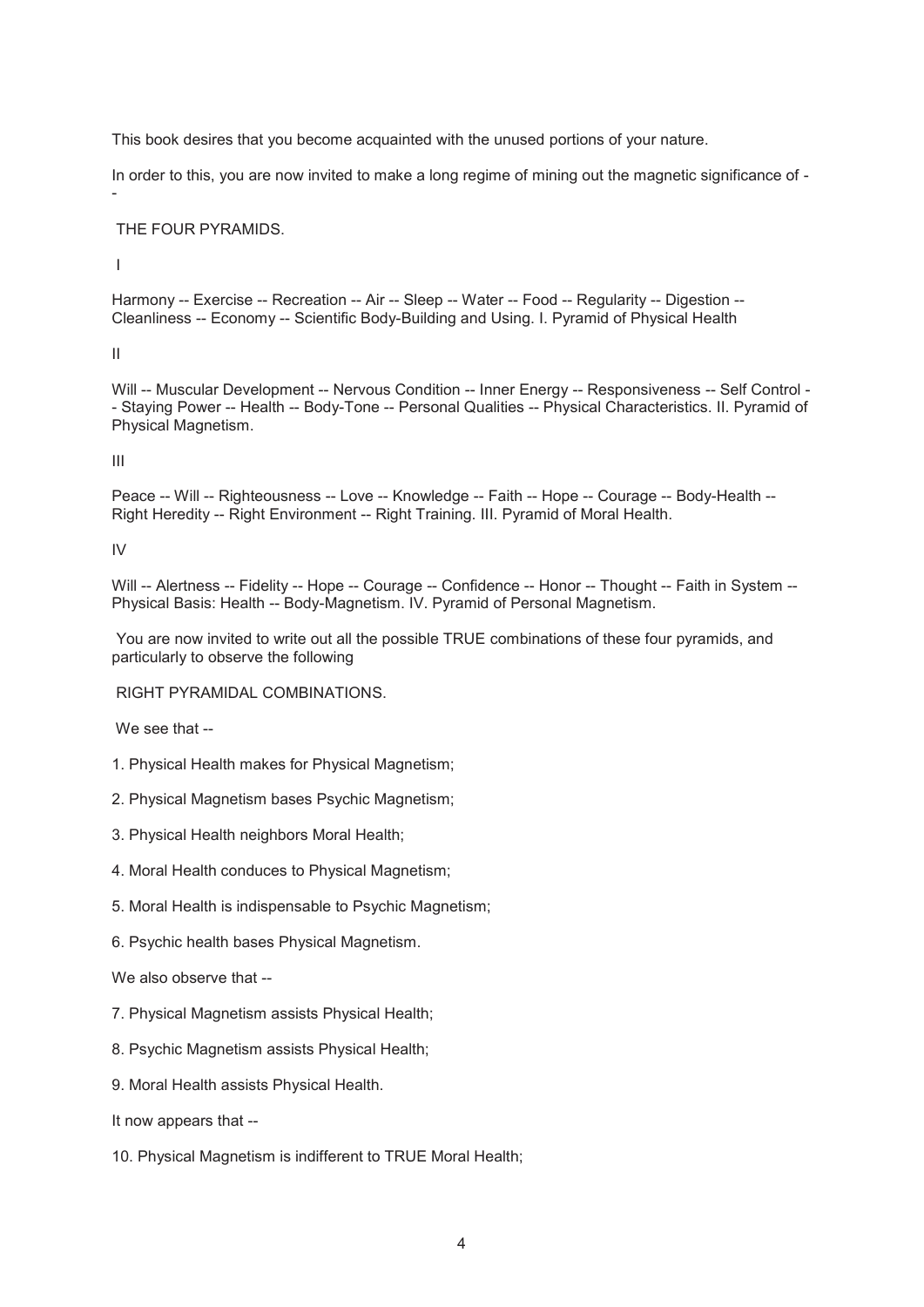This book desires that you become acquainted with the unused portions of your nature.

In order to this, you are now invited to make a long regime of mining out the magnetic significance of --

THE FOUR PYRAMIDS.

I

Harmony -- Exercise -- Recreation -- Air -- Sleep -- Water -- Food -- Regularity -- Digestion -- Cleanliness -- Economy -- Scientific Body-Building and Using. I. Pyramid of Physical Health

II

Will -- Muscular Development -- Nervous Condition -- Inner Energy -- Responsiveness -- Self Control -- Staying Power -- Health -- Body-Tone -- Personal Qualities -- Physical Characteristics. II. Pyramid of Physical Magnetism.

III

Peace -- Will -- Righteousness -- Love -- Knowledge -- Faith -- Hope -- Courage -- Body-Health -- Right Heredity -- Right Environment -- Right Training. III. Pyramid of Moral Health.

IV

Will -- Alertness -- Fidelity -- Hope -- Courage -- Confidence -- Honor -- Thought -- Faith in System -- Physical Basis: Health -- Body-Magnetism. IV. Pyramid of Personal Magnetism.

You are now invited to write out all the possible TRUE combinations of these four pyramids, and particularly to observe the following

RIGHT PYRAMIDAL COMBINATIONS.

We see that --

1. Physical Health makes for Physical Magnetism;
2. Physical Magnetism bases Psychic Magnetism;
3. Physical Health neighbors Moral Health;
4. Moral Health conduces to Physical Magnetism;
5. Moral Health is indispensable to Psychic Magnetism;
6. Psychic health bases Physical Magnetism.

We also observe that --

7. Physical Magnetism assists Physical Health;
8. Psychic Magnetism assists Physical Health;
9. Moral Health assists Physical Health.

It now appears that --

10. Physical Magnetism is indifferent to TRUE Moral Health;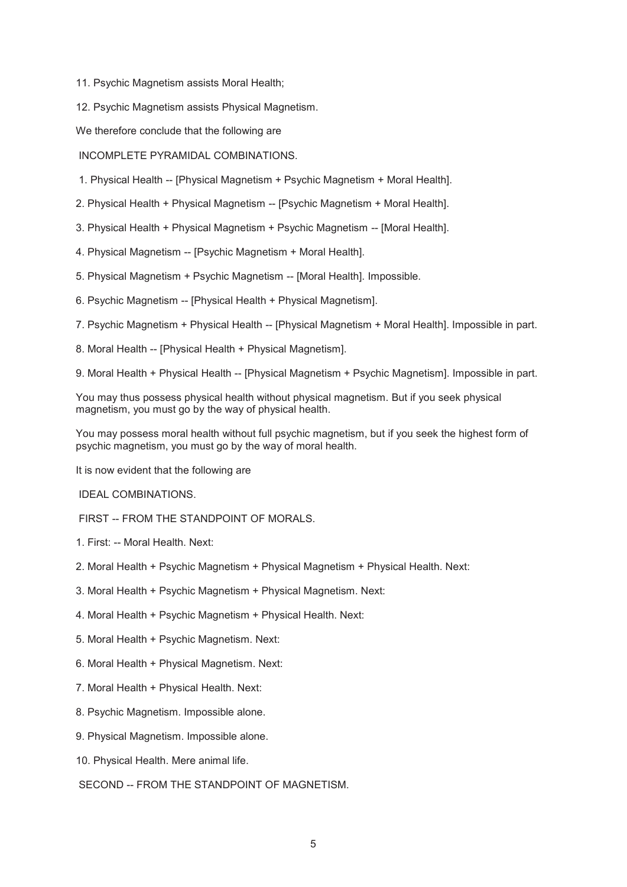11. Psychic Magnetism assists Moral Health;

12. Psychic Magnetism assists Physical Magnetism.

We therefore conclude that the following are

## INCOMPLETE PYRAMIDAL COMBINATIONS.

1. Physical Health -- [Physical Magnetism + Psychic Magnetism + Moral Health].
2. Physical Health + Physical Magnetism -- [Psychic Magnetism + Moral Health].
3. Physical Health + Physical Magnetism + Psychic Magnetism -- [Moral Health].
4. Physical Magnetism -- [Psychic Magnetism + Moral Health].
5. Physical Magnetism + Psychic Magnetism -- [Moral Health]. Impossible.
6. Psychic Magnetism -- [Physical Health + Physical Magnetism].
7. Psychic Magnetism + Physical Health -- [Physical Magnetism + Moral Health]. Impossible in part.
8. Moral Health -- [Physical Health + Physical Magnetism].
9. Moral Health + Physical Health -- [Physical Magnetism + Psychic Magnetism]. Impossible in part.

You may thus possess physical health without physical magnetism. But if you seek physical magnetism, you must go by the way of physical health.

You may possess moral health without full psychic magnetism, but if you seek the highest form of psychic magnetism, you must go by the way of moral health.

It is now evident that the following are

## IDEAL COMBINATIONS.

### FIRST -- FROM THE STANDPOINT OF MORALS.

1. First: -- Moral Health. Next:
2. Moral Health + Psychic Magnetism + Physical Magnetism + Physical Health. Next:
3. Moral Health + Psychic Magnetism + Physical Magnetism. Next:
4. Moral Health + Psychic Magnetism + Physical Health. Next:
5. Moral Health + Psychic Magnetism. Next:
6. Moral Health + Physical Magnetism. Next:
7. Moral Health + Physical Health. Next:
8. Psychic Magnetism. Impossible alone.
9. Physical Magnetism. Impossible alone.
10. Physical Health. Mere animal life.

### SECOND -- FROM THE STANDPOINT OF MAGNETISM.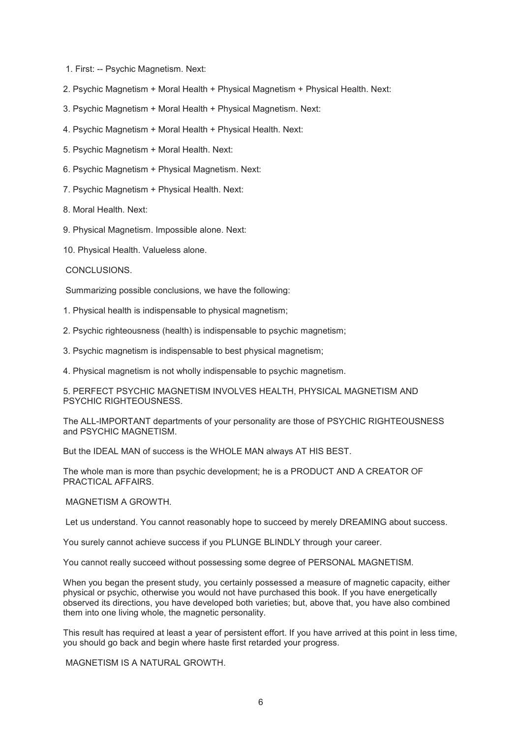1. First: -- Psychic Magnetism. Next:
2. Psychic Magnetism + Moral Health + Physical Magnetism + Physical Health. Next:
3. Psychic Magnetism + Moral Health + Physical Magnetism. Next:
4. Psychic Magnetism + Moral Health + Physical Health. Next:
5. Psychic Magnetism + Moral Health. Next:
6. Psychic Magnetism + Physical Magnetism. Next:
7. Psychic Magnetism + Physical Health. Next:
8. Moral Health. Next:
9. Physical Magnetism. Impossible alone. Next:
10. Physical Health. Valueless alone.

## CONCLUSIONS.

Summarizing possible conclusions, we have the following:

1. Physical health is indispensable to physical magnetism;
2. Psychic righteousness (health) is indispensable to psychic magnetism;
3. Psychic magnetism is indispensable to best physical magnetism;
4. Physical magnetism is not wholly indispensable to psychic magnetism.
5. PERFECT PSYCHIC MAGNETISM INVOLVES HEALTH, PHYSICAL MAGNETISM AND PSYCHIC RIGHTEOUSNESS.

The ALL-IMPORTANT departments of your personality are those of PSYCHIC RIGHTEOUSNESS and PSYCHIC MAGNETISM.

But the IDEAL MAN of success is the WHOLE MAN always AT HIS BEST.

The whole man is more than psychic development; he is a PRODUCT AND A CREATOR OF PRACTICAL AFFAIRS.

## MAGNETISM A GROWTH.

Let us understand. You cannot reasonably hope to succeed by merely DREAMING about success.

You surely cannot achieve success if you PLUNGE BLINDLY through your career.

You cannot really succeed without possessing some degree of PERSONAL MAGNETISM.

When you began the present study, you certainly possessed a measure of magnetic capacity, either physical or psychic, otherwise you would not have purchased this book. If you have energetically observed its directions, you have developed both varieties; but, above that, you have also combined them into one living whole, the magnetic personality.

This result has required at least a year of persistent effort. If you have arrived at this point in less time, you should go back and begin where haste first retarded your progress.

## MAGNETISM IS A NATURAL GROWTH.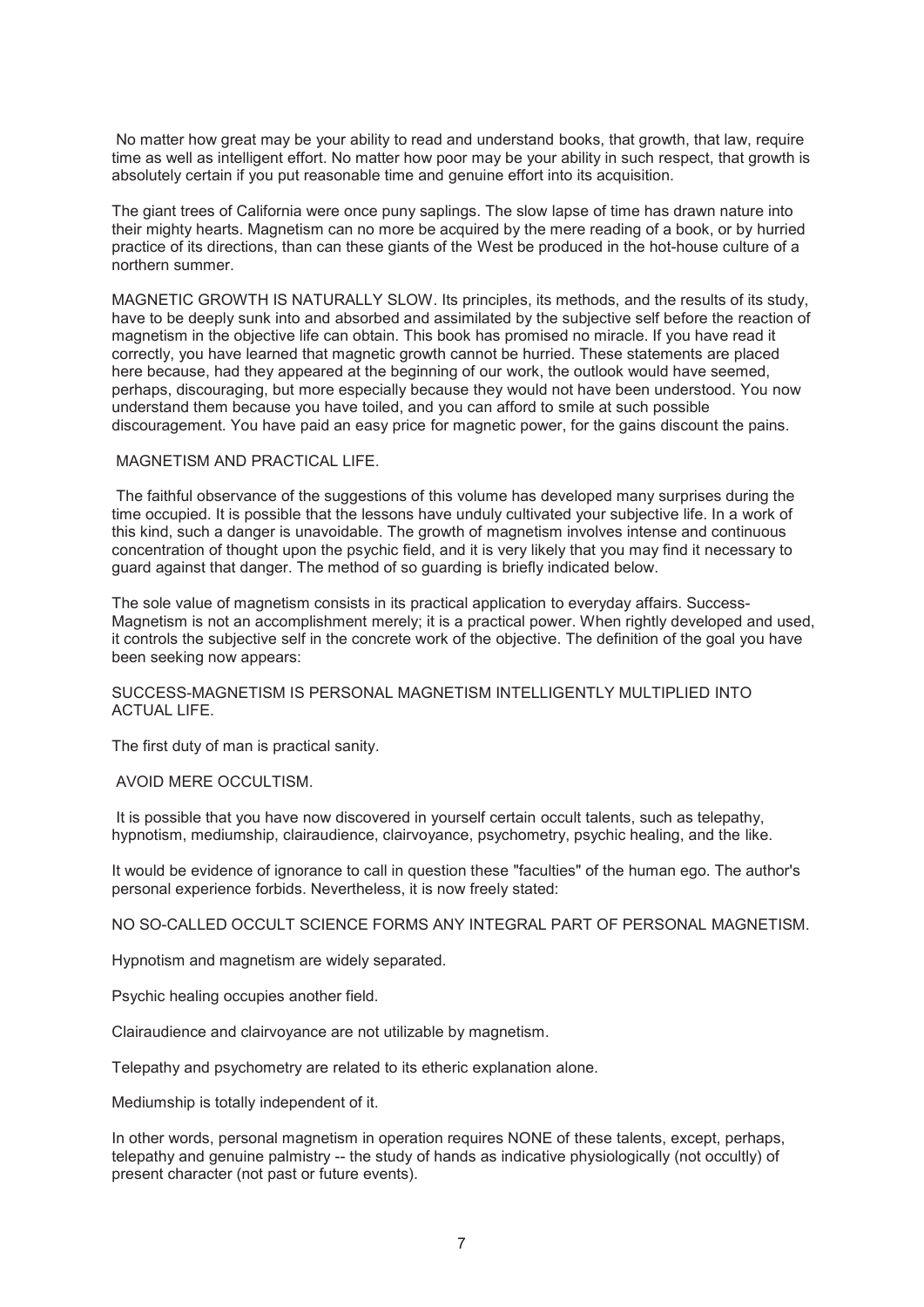No matter how great may be your ability to read and understand books, that growth, that law, require time as well as intelligent effort. No matter how poor may be your ability in such respect, that growth is absolutely certain if you put reasonable time and genuine effort into its acquisition.

The giant trees of California were once puny saplings. The slow lapse of time has drawn nature into their mighty hearts. Magnetism can no more be acquired by the mere reading of a book, or by hurried practice of its directions, than can these giants of the West be produced in the hot-house culture of a northern summer.

MAGNETIC GROWTH IS NATURALLY SLOW. Its principles, its methods, and the results of its study, have to be deeply sunk into and absorbed and assimilated by the subjective self before the reaction of magnetism in the objective life can obtain. This book has promised no miracle. If you have read it correctly, you have learned that magnetic growth cannot be hurried. These statements are placed here because, had they appeared at the beginning of our work, the outlook would have seemed, perhaps, discouraging, but more especially because they would not have been understood. You now understand them because you have toiled, and you can afford to smile at such possible discouragement. You have paid an easy price for magnetic power, for the gains discount the pains.

## MAGNETISM AND PRACTICAL LIFE.

The faithful observance of the suggestions of this volume has developed many surprises during the time occupied. It is possible that the lessons have unduly cultivated your subjective life. In a work of this kind, such a danger is unavoidable. The growth of magnetism involves intense and continuous concentration of thought upon the psychic field, and it is very likely that you may find it necessary to guard against that danger. The method of so guarding is briefly indicated below.

The sole value of magnetism consists in its practical application to everyday affairs. Success-Magnetism is not an accomplishment merely; it is a practical power. When rightly developed and used, it controls the subjective self in the concrete work of the objective. The definition of the goal you have been seeking now appears:

SUCCESS-MAGNETISM IS PERSONAL MAGNETISM INTELLIGENTLY MULTIPLIED INTO ACTUAL LIFE.

The first duty of man is practical sanity.

## AVOID MERE OCCULTISM.

It is possible that you have now discovered in yourself certain occult talents, such as telepathy, hypnotism, mediumship, clairaudience, clairvoyance, psychometry, psychic healing, and the like.

It would be evidence of ignorance to call in question these "faculties" of the human ego. The author's personal experience forbids. Nevertheless, it is now freely stated:

NO SO-CALLED OCCULT SCIENCE FORMS ANY INTEGRAL PART OF PERSONAL MAGNETISM.

Hypnotism and magnetism are widely separated.

Psychic healing occupies another field.

Clairaudience and clairvoyance are not utilizable by magnetism.

Telepathy and psychometry are related to its etheric explanation alone.

Mediumship is totally independent of it.

In other words, personal magnetism in operation requires NONE of these talents, except, perhaps, telepathy and genuine palmistry -- the study of hands as indicative physiologically (not occultly) of present character (not past or future events).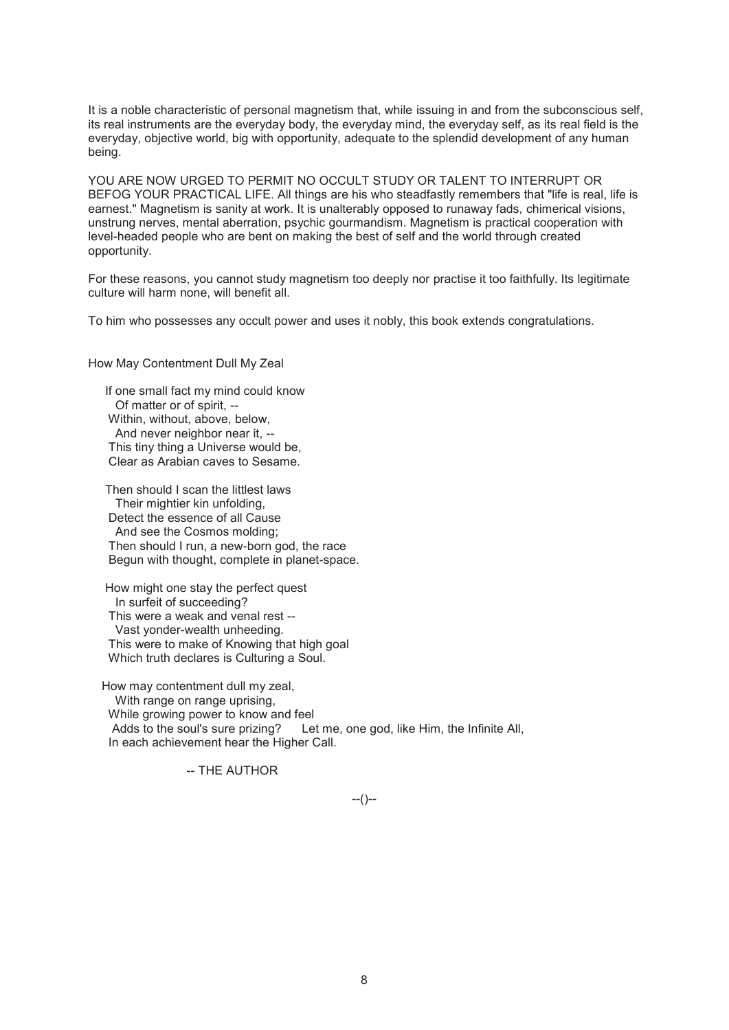It is a noble characteristic of personal magnetism that, while issuing in and from the subconscious self, its real instruments are the everyday body, the everyday mind, the everyday self, as its real field is the everyday, objective world, big with opportunity, adequate to the splendid development of any human being.

YOU ARE NOW URGED TO PERMIT NO OCCULT STUDY OR TALENT TO INTERRUPT OR BEFOG YOUR PRACTICAL LIFE. All things are his who steadfastly remembers that "life is real, life is earnest." Magnetism is sanity at work. It is unalterably opposed to runaway fads, chimerical visions, unstrung nerves, mental aberration, psychic gourmandism. Magnetism is practical cooperation with level-headed people who are bent on making the best of self and the world through created opportunity.

For these reasons, you cannot study magnetism too deeply nor practise it too faithfully. Its legitimate culture will harm none, will benefit all.

To him who possesses any occult power and uses it nobly, this book extends congratulations.

How May Contentment Dull My Zeal

If one small fact my mind could know  
  Of matter or of spirit, --  
Within, without, above, below,  
  And never neighbor near it, --  
This tiny thing a Universe would be,  
Clear as Arabian caves to Sesame.

Then should I scan the littlest laws  
  Their mightier kin unfolding,  
Detect the essence of all Cause  
  And see the Cosmos molding;  
Then should I run, a new-born god, the race  
Begun with thought, complete in planet-space.

How might one stay the perfect quest  
  In surfeit of succeeding?  
This were a weak and venal rest --  
  Vast yonder-wealth unheeding.  
This were to make of Knowing that high goal  
Which truth declares is Culturing a Soul.

How may contentment dull my zeal,  
  With range on range uprising,  
While growing power to know and feel  
  Adds to the soul's sure prizing? Let me, one god, like Him, the Infinite All,  
In each achievement hear the Higher Call.

-- THE AUTHOR

--()--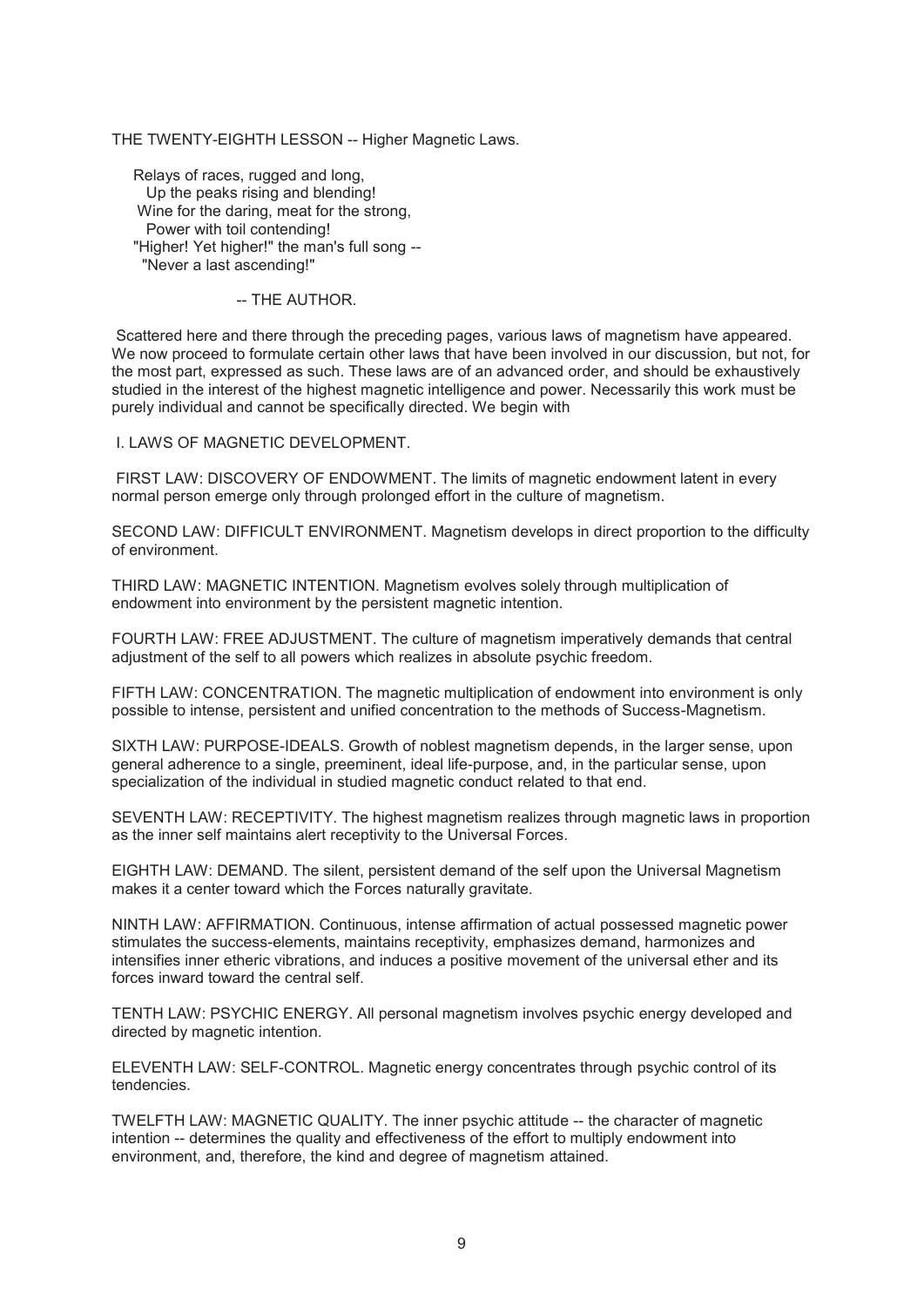## THE TWENTY-EIGHTH LESSON -- Higher Magnetic Laws.

Relays of races, rugged and long,  
Up the peaks rising and blending!  
Wine for the daring, meat for the strong,  
Power with toil contending!  
"Higher! Yet higher!" the man's full song --  
"Never a last ascending!"

-- THE AUTHOR.

Scattered here and there through the preceding pages, various laws of magnetism have appeared. We now proceed to formulate certain other laws that have been involved in our discussion, but not, for the most part, expressed as such. These laws are of an advanced order, and should be exhaustively studied in the interest of the highest magnetic intelligence and power. Necessarily this work must be purely individual and cannot be specifically directed. We begin with

### I. LAWS OF MAGNETIC DEVELOPMENT.

FIRST LAW: DISCOVERY OF ENDOWMENT. The limits of magnetic endowment latent in every normal person emerge only through prolonged effort in the culture of magnetism.

SECOND LAW: DIFFICULT ENVIRONMENT. Magnetism develops in direct proportion to the difficulty of environment.

THIRD LAW: MAGNETIC INTENTION. Magnetism evolves solely through multiplication of endowment into environment by the persistent magnetic intention.

FOURTH LAW: FREE ADJUSTMENT. The culture of magnetism imperatively demands that central adjustment of the self to all powers which realizes in absolute psychic freedom.

FIFTH LAW: CONCENTRATION. The magnetic multiplication of endowment into environment is only possible to intense, persistent and unified concentration to the methods of Success-Magnetism.

SIXTH LAW: PURPOSE-IDEALS. Growth of noblest magnetism depends, in the larger sense, upon general adherence to a single, preeminent, ideal life-purpose, and, in the particular sense, upon specialization of the individual in studied magnetic conduct related to that end.

SEVENTH LAW: RECEPTIVITY. The highest magnetism realizes through magnetic laws in proportion as the inner self maintains alert receptivity to the Universal Forces.

EIGHTH LAW: DEMAND. The silent, persistent demand of the self upon the Universal Magnetism makes it a center toward which the Forces naturally gravitate.

NINTH LAW: AFFIRMATION. Continuous, intense affirmation of actual possessed magnetic power stimulates the success-elements, maintains receptivity, emphasizes demand, harmonizes and intensifies inner etheric vibrations, and induces a positive movement of the universal ether and its forces inward toward the central self.

TENTH LAW: PSYCHIC ENERGY. All personal magnetism involves psychic energy developed and directed by magnetic intention.

ELEVENTH LAW: SELF-CONTROL. Magnetic energy concentrates through psychic control of its tendencies.

TWELFTH LAW: MAGNETIC QUALITY. The inner psychic attitude -- the character of magnetic intention -- determines the quality and effectiveness of the effort to multiply endowment into environment, and, therefore, the kind and degree of magnetism attained.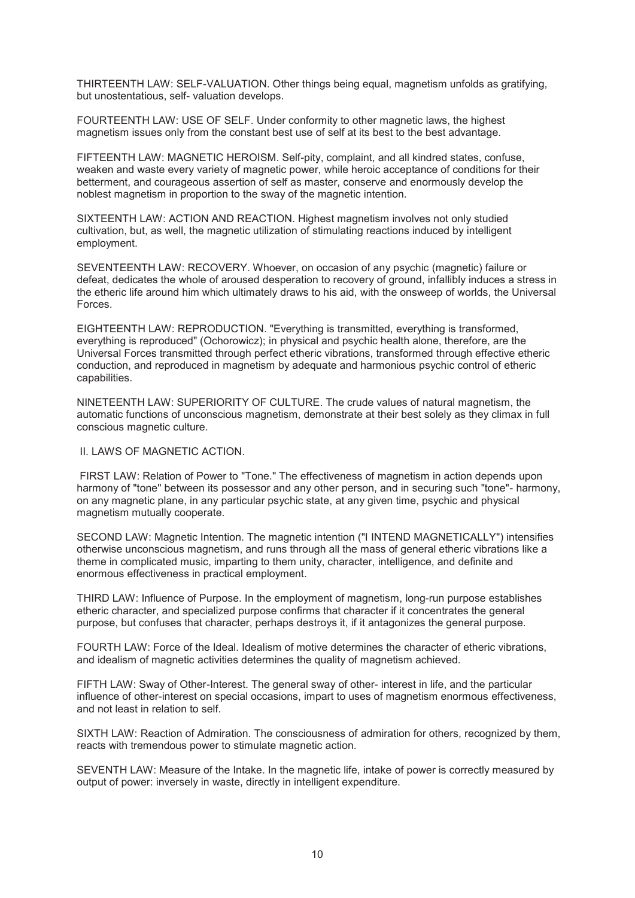THIRTEENTH LAW: SELF-VALUATION. Other things being equal, magnetism unfolds as gratifying, but unostentatious, self- valuation develops.

FOURTEENTH LAW: USE OF SELF. Under conformity to other magnetic laws, the highest magnetism issues only from the constant best use of self at its best to the best advantage.

FIFTEENTH LAW: MAGNETIC HEROISM. Self-pity, complaint, and all kindred states, confuse, weaken and waste every variety of magnetic power, while heroic acceptance of conditions for their betterment, and courageous assertion of self as master, conserve and enormously develop the noblest magnetism in proportion to the sway of the magnetic intention.

SIXTEENTH LAW: ACTION AND REACTION. Highest magnetism involves not only studied cultivation, but, as well, the magnetic utilization of stimulating reactions induced by intelligent employment.

SEVENTEENTH LAW: RECOVERY. Whoever, on occasion of any psychic (magnetic) failure or defeat, dedicates the whole of aroused desperation to recovery of ground, infallibly induces a stress in the etheric life around him which ultimately draws to his aid, with the onsweep of worlds, the Universal Forces.

EIGHTEENTH LAW: REPRODUCTION. "Everything is transmitted, everything is transformed, everything is reproduced" (Ochorowicz); in physical and psychic health alone, therefore, are the Universal Forces transmitted through perfect etheric vibrations, transformed through effective etheric conduction, and reproduced in magnetism by adequate and harmonious psychic control of etheric capabilities.

NINETEENTH LAW: SUPERIORITY OF CULTURE. The crude values of natural magnetism, the automatic functions of unconscious magnetism, demonstrate at their best solely as they climax in full conscious magnetic culture.

## II. LAWS OF MAGNETIC ACTION.

FIRST LAW: Relation of Power to "Tone." The effectiveness of magnetism in action depends upon harmony of "tone" between its possessor and any other person, and in securing such "tone"- harmony, on any magnetic plane, in any particular psychic state, at any given time, psychic and physical magnetism mutually cooperate.

SECOND LAW: Magnetic Intention. The magnetic intention ("I INTEND MAGNETICALLY") intensifies otherwise unconscious magnetism, and runs through all the mass of general etheric vibrations like a theme in complicated music, imparting to them unity, character, intelligence, and definite and enormous effectiveness in practical employment.

THIRD LAW: Influence of Purpose. In the employment of magnetism, long-run purpose establishes etheric character, and specialized purpose confirms that character if it concentrates the general purpose, but confuses that character, perhaps destroys it, if it antagonizes the general purpose.

FOURTH LAW: Force of the Ideal. Idealism of motive determines the character of etheric vibrations, and idealism of magnetic activities determines the quality of magnetism achieved.

FIFTH LAW: Sway of Other-Interest. The general sway of other- interest in life, and the particular influence of other-interest on special occasions, impart to uses of magnetism enormous effectiveness, and not least in relation to self.

SIXTH LAW: Reaction of Admiration. The consciousness of admiration for others, recognized by them, reacts with tremendous power to stimulate magnetic action.

SEVENTH LAW: Measure of the Intake. In the magnetic life, intake of power is correctly measured by output of power: inversely in waste, directly in intelligent expenditure.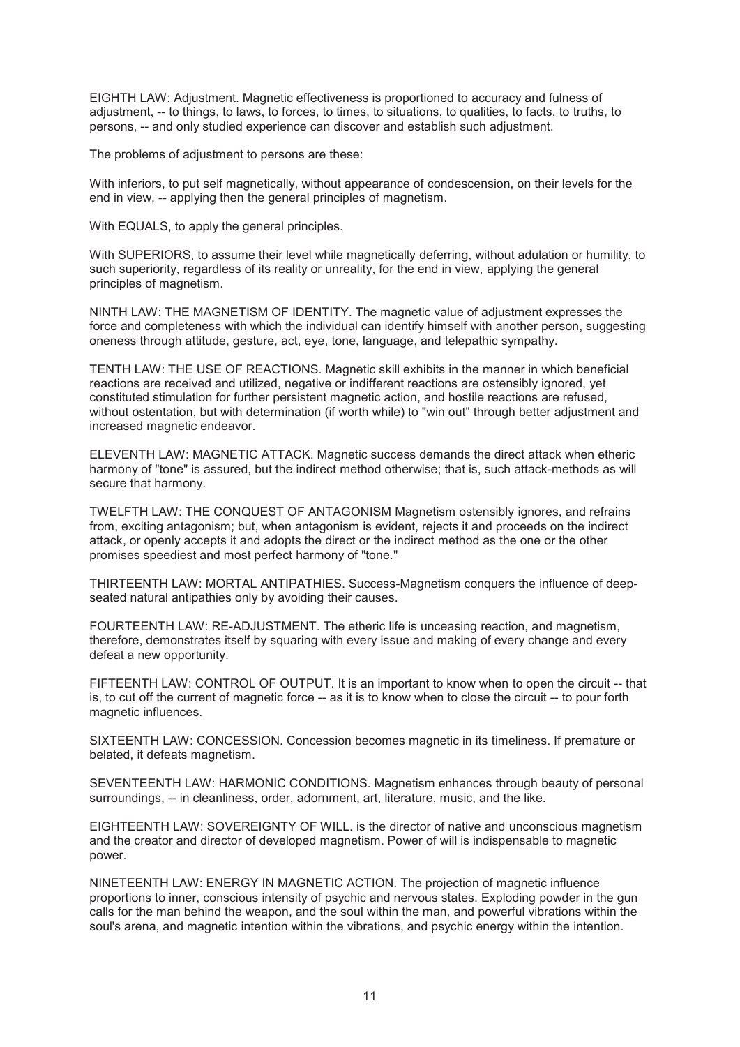EIGHTH LAW: Adjustment. Magnetic effectiveness is proportioned to accuracy and fulness of adjustment, -- to things, to laws, to forces, to times, to situations, to qualities, to facts, to truths, to persons, -- and only studied experience can discover and establish such adjustment.

The problems of adjustment to persons are these:

With inferiors, to put self magnetically, without appearance of condescension, on their levels for the end in view, -- applying then the general principles of magnetism.

With EQUALS, to apply the general principles.

With SUPERIORS, to assume their level while magnetically deferring, without adulation or humility, to such superiority, regardless of its reality or unreality, for the end in view, applying the general principles of magnetism.

NINTH LAW: THE MAGNETISM OF IDENTITY. The magnetic value of adjustment expresses the force and completeness with which the individual can identify himself with another person, suggesting oneness through attitude, gesture, act, eye, tone, language, and telepathic sympathy.

TENTH LAW: THE USE OF REACTIONS. Magnetic skill exhibits in the manner in which beneficial reactions are received and utilized, negative or indifferent reactions are ostensibly ignored, yet constituted stimulation for further persistent magnetic action, and hostile reactions are refused, without ostentation, but with determination (if worth while) to "win out" through better adjustment and increased magnetic endeavor.

ELEVENTH LAW: MAGNETIC ATTACK. Magnetic success demands the direct attack when etheric harmony of "tone" is assured, but the indirect method otherwise; that is, such attack-methods as will secure that harmony.

TWELFTH LAW: THE CONQUEST OF ANTAGONISM Magnetism ostensibly ignores, and refrains from, exciting antagonism; but, when antagonism is evident, rejects it and proceeds on the indirect attack, or openly accepts it and adopts the direct or the indirect method as the one or the other promises speediest and most perfect harmony of "tone."

THIRTEENTH LAW: MORTAL ANTIPATHIES. Success-Magnetism conquers the influence of deep-seated natural antipathies only by avoiding their causes.

FOURTEENTH LAW: RE-ADJUSTMENT. The etheric life is unceasing reaction, and magnetism, therefore, demonstrates itself by squaring with every issue and making of every change and every defeat a new opportunity.

FIFTEENTH LAW: CONTROL OF OUTPUT. It is an important to know when to open the circuit -- that is, to cut off the current of magnetic force -- as it is to know when to close the circuit -- to pour forth magnetic influences.

SIXTEENTH LAW: CONCESSION. Concession becomes magnetic in its timeliness. If premature or belated, it defeats magnetism.

SEVENTEENTH LAW: HARMONIC CONDITIONS. Magnetism enhances through beauty of personal surroundings, -- in cleanliness, order, adornment, art, literature, music, and the like.

EIGHTEENTH LAW: SOVEREIGNTY OF WILL. is the director of native and unconscious magnetism and the creator and director of developed magnetism. Power of will is indispensable to magnetic power.

NINETEENTH LAW: ENERGY IN MAGNETIC ACTION. The projection of magnetic influence proportions to inner, conscious intensity of psychic and nervous states. Exploding powder in the gun calls for the man behind the weapon, and the soul within the man, and powerful vibrations within the soul's arena, and magnetic intention within the vibrations, and psychic energy within the intention.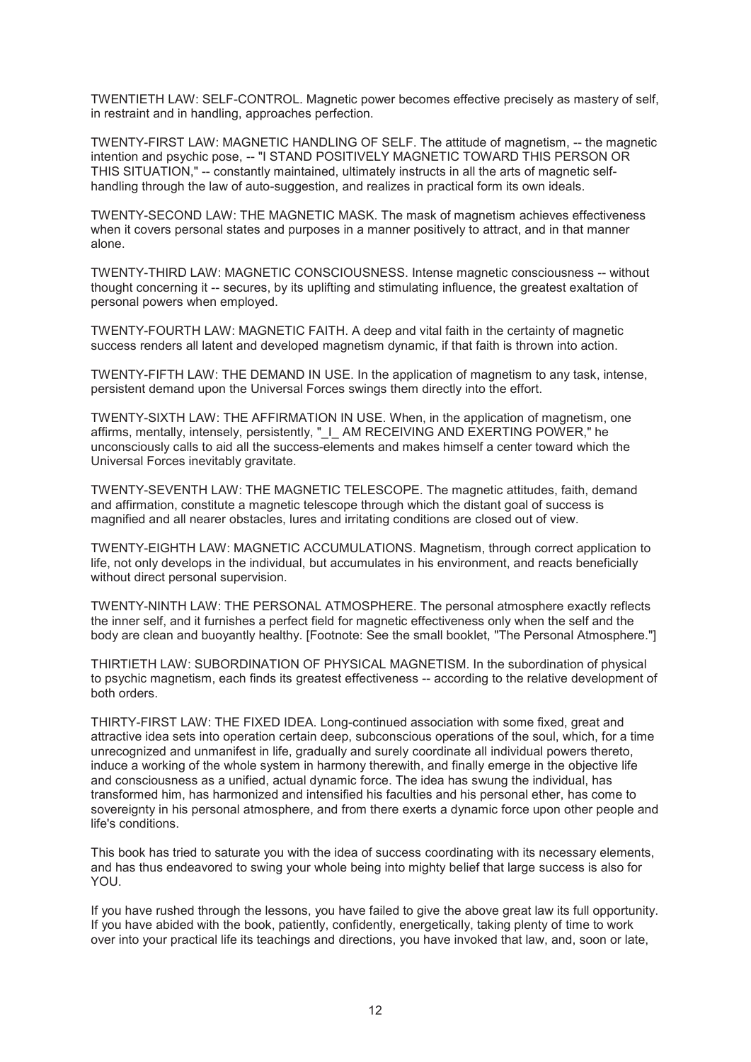TWENTIETH LAW: SELF-CONTROL. Magnetic power becomes effective precisely as mastery of self, in restraint and in handling, approaches perfection.

TWENTY-FIRST LAW: MAGNETIC HANDLING OF SELF. The attitude of magnetism, -- the magnetic intention and psychic pose, -- "I STAND POSITIVELY MAGNETIC TOWARD THIS PERSON OR THIS SITUATION," -- constantly maintained, ultimately instructs in all the arts of magnetic self-handling through the law of auto-suggestion, and realizes in practical form its own ideals.

TWENTY-SECOND LAW: THE MAGNETIC MASK. The mask of magnetism achieves effectiveness when it covers personal states and purposes in a manner positively to attract, and in that manner alone.

TWENTY-THIRD LAW: MAGNETIC CONSCIOUSNESS. Intense magnetic consciousness -- without thought concerning it -- secures, by its uplifting and stimulating influence, the greatest exaltation of personal powers when employed.

TWENTY-FOURTH LAW: MAGNETIC FAITH. A deep and vital faith in the certainty of magnetic success renders all latent and developed magnetism dynamic, if that faith is thrown into action.

TWENTY-FIFTH LAW: THE DEMAND IN USE. In the application of magnetism to any task, intense, persistent demand upon the Universal Forces swings them directly into the effort.

TWENTY-SIXTH LAW: THE AFFIRMATION IN USE. When, in the application of magnetism, one affirms, mentally, intensely, persistently, "_I_ AM RECEIVING AND EXERTING POWER," he unconsciously calls to aid all the success-elements and makes himself a center toward which the Universal Forces inevitably gravitate.

TWENTY-SEVENTH LAW: THE MAGNETIC TELESCOPE. The magnetic attitudes, faith, demand and affirmation, constitute a magnetic telescope through which the distant goal of success is magnified and all nearer obstacles, lures and irritating conditions are closed out of view.

TWENTY-EIGHTH LAW: MAGNETIC ACCUMULATIONS. Magnetism, through correct application to life, not only develops in the individual, but accumulates in his environment, and reacts beneficially without direct personal supervision.

TWENTY-NINTH LAW: THE PERSONAL ATMOSPHERE. The personal atmosphere exactly reflects the inner self, and it furnishes a perfect field for magnetic effectiveness only when the self and the body are clean and buoyantly healthy. [Footnote: See the small booklet, "The Personal Atmosphere."]

THIRTIETH LAW: SUBORDINATION OF PHYSICAL MAGNETISM. In the subordination of physical to psychic magnetism, each finds its greatest effectiveness -- according to the relative development of both orders.

THIRTY-FIRST LAW: THE FIXED IDEA. Long-continued association with some fixed, great and attractive idea sets into operation certain deep, subconscious operations of the soul, which, for a time unrecognized and unmanifest in life, gradually and surely coordinate all individual powers thereto, induce a working of the whole system in harmony therewith, and finally emerge in the objective life and consciousness as a unified, actual dynamic force. The idea has swung the individual, has transformed him, has harmonized and intensified his faculties and his personal ether, has come to sovereignty in his personal atmosphere, and from there exerts a dynamic force upon other people and life's conditions.

This book has tried to saturate you with the idea of success coordinating with its necessary elements, and has thus endeavored to swing your whole being into mighty belief that large success is also for YOU.

If you have rushed through the lessons, you have failed to give the above great law its full opportunity. If you have abided with the book, patiently, confidently, energetically, taking plenty of time to work over into your practical life its teachings and directions, you have invoked that law, and, soon or late,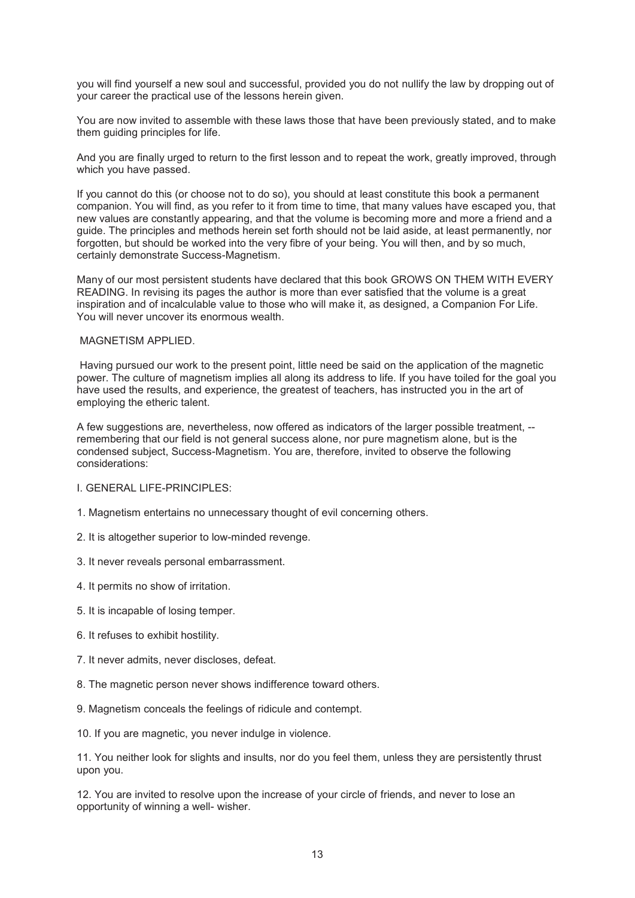you will find yourself a new soul and successful, provided you do not nullify the law by dropping out of your career the practical use of the lessons herein given.

You are now invited to assemble with these laws those that have been previously stated, and to make them guiding principles for life.

And you are finally urged to return to the first lesson and to repeat the work, greatly improved, through which you have passed.

If you cannot do this (or choose not to do so), you should at least constitute this book a permanent companion. You will find, as you refer to it from time to time, that many values have escaped you, that new values are constantly appearing, and that the volume is becoming more and more a friend and a guide. The principles and methods herein set forth should not be laid aside, at least permanently, nor forgotten, but should be worked into the very fibre of your being. You will then, and by so much, certainly demonstrate Success-Magnetism.

Many of our most persistent students have declared that this book GROWS ON THEM WITH EVERY READING. In revising its pages the author is more than ever satisfied that the volume is a great inspiration and of incalculable value to those who will make it, as designed, a Companion For Life. You will never uncover its enormous wealth.

## MAGNETISM APPLIED.

Having pursued our work to the present point, little need be said on the application of the magnetic power. The culture of magnetism implies all along its address to life. If you have toiled for the goal you have used the results, and experience, the greatest of teachers, has instructed you in the art of employing the etheric talent.

A few suggestions are, nevertheless, now offered as indicators of the larger possible treatment, -- remembering that our field is not general success alone, nor pure magnetism alone, but is the condensed subject, Success-Magnetism. You are, therefore, invited to observe the following considerations:

### I. GENERAL LIFE-PRINCIPLES:

1. Magnetism entertains no unnecessary thought of evil concerning others.

2. It is altogether superior to low-minded revenge.

3. It never reveals personal embarrassment.

4. It permits no show of irritation.

5. It is incapable of losing temper.

6. It refuses to exhibit hostility.

7. It never admits, never discloses, defeat.

8. The magnetic person never shows indifference toward others.

9. Magnetism conceals the feelings of ridicule and contempt.

10. If you are magnetic, you never indulge in violence.

11. You neither look for slights and insults, nor do you feel them, unless they are persistently thrust upon you.

12. You are invited to resolve upon the increase of your circle of friends, and never to lose an opportunity of winning a well- wisher.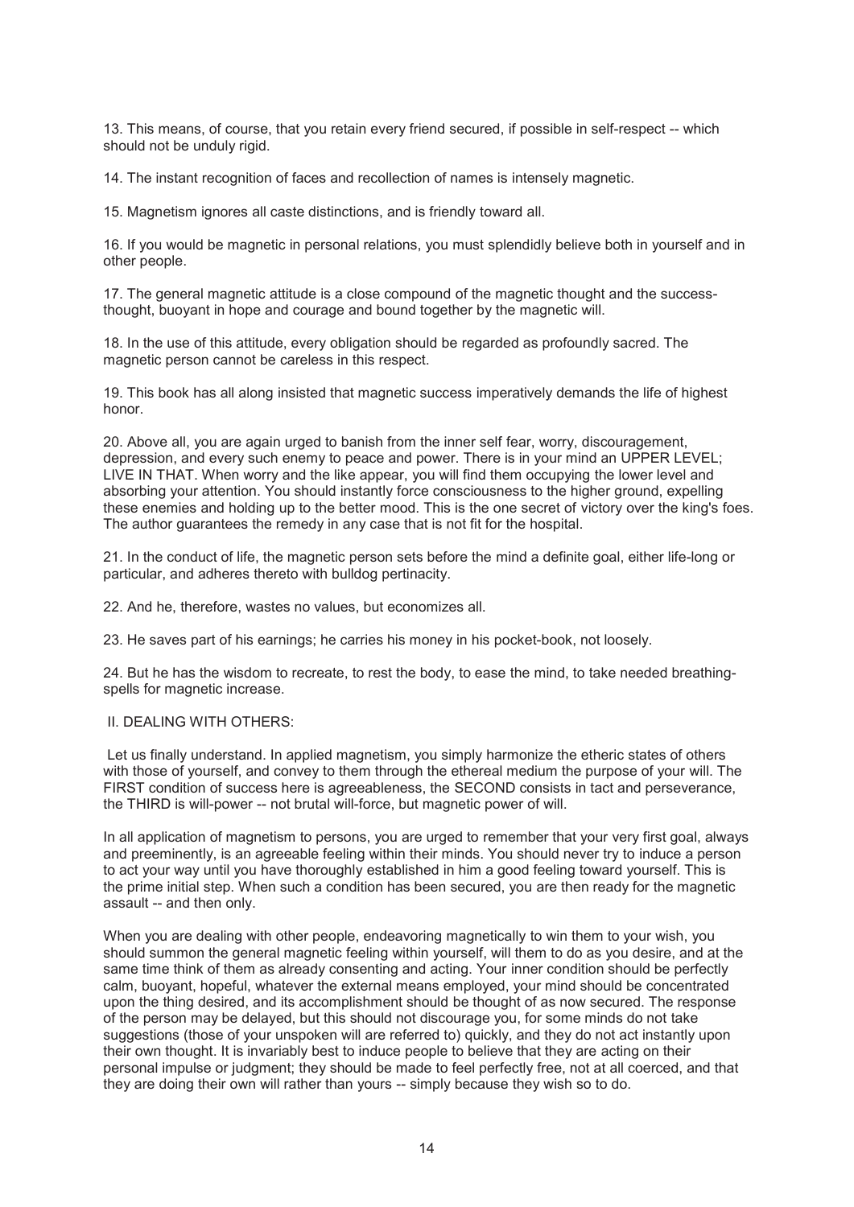13. This means, of course, that you retain every friend secured, if possible in self-respect -- which should not be unduly rigid.

14. The instant recognition of faces and recollection of names is intensely magnetic.

15. Magnetism ignores all caste distinctions, and is friendly toward all.

16. If you would be magnetic in personal relations, you must splendidly believe both in yourself and in other people.

17. The general magnetic attitude is a close compound of the magnetic thought and the success-thought, buoyant in hope and courage and bound together by the magnetic will.

18. In the use of this attitude, every obligation should be regarded as profoundly sacred. The magnetic person cannot be careless in this respect.

19. This book has all along insisted that magnetic success imperatively demands the life of highest honor.

20. Above all, you are again urged to banish from the inner self fear, worry, discouragement, depression, and every such enemy to peace and power. There is in your mind an UPPER LEVEL; LIVE IN THAT. When worry and the like appear, you will find them occupying the lower level and absorbing your attention. You should instantly force consciousness to the higher ground, expelling these enemies and holding up to the better mood. This is the one secret of victory over the king's foes. The author guarantees the remedy in any case that is not fit for the hospital.

21. In the conduct of life, the magnetic person sets before the mind a definite goal, either life-long or particular, and adheres thereto with bulldog pertinacity.

22. And he, therefore, wastes no values, but economizes all.

23. He saves part of his earnings; he carries his money in his pocket-book, not loosely.

24. But he has the wisdom to recreate, to rest the body, to ease the mind, to take needed breathing-spells for magnetic increase.

## II. DEALING WITH OTHERS:

Let us finally understand. In applied magnetism, you simply harmonize the etheric states of others with those of yourself, and convey to them through the ethereal medium the purpose of your will. The FIRST condition of success here is agreeableness, the SECOND consists in tact and perseverance, the THIRD is will-power -- not brutal will-force, but magnetic power of will.

In all application of magnetism to persons, you are urged to remember that your very first goal, always and preeminently, is an agreeable feeling within their minds. You should never try to induce a person to act your way until you have thoroughly established in him a good feeling toward yourself. This is the prime initial step. When such a condition has been secured, you are then ready for the magnetic assault -- and then only.

When you are dealing with other people, endeavoring magnetically to win them to your wish, you should summon the general magnetic feeling within yourself, will them to do as you desire, and at the same time think of them as already consenting and acting. Your inner condition should be perfectly calm, buoyant, hopeful, whatever the external means employed, your mind should be concentrated upon the thing desired, and its accomplishment should be thought of as now secured. The response of the person may be delayed, but this should not discourage you, for some minds do not take suggestions (those of your unspoken will are referred to) quickly, and they do not act instantly upon their own thought. It is invariably best to induce people to believe that they are acting on their personal impulse or judgment; they should be made to feel perfectly free, not at all coerced, and that they are doing their own will rather than yours -- simply because they wish so to do.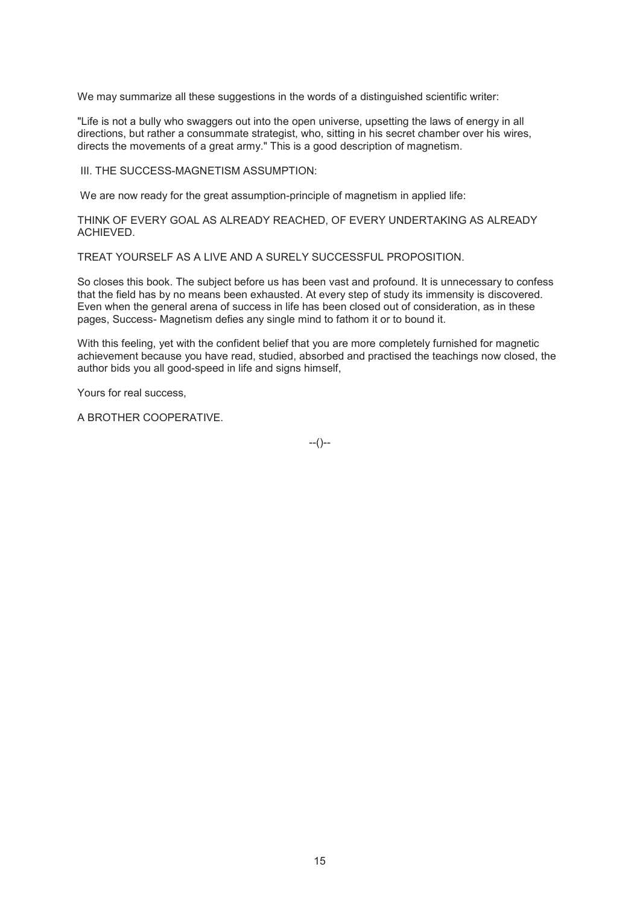We may summarize all these suggestions in the words of a distinguished scientific writer:

"Life is not a bully who swaggers out into the open universe, upsetting the laws of energy in all directions, but rather a consummate strategist, who, sitting in his secret chamber over his wires, directs the movements of a great army." This is a good description of magnetism.

### III. THE SUCCESS-MAGNETISM ASSUMPTION:

We are now ready for the great assumption-principle of magnetism in applied life:

THINK OF EVERY GOAL AS ALREADY REACHED, OF EVERY UNDERTAKING AS ALREADY ACHIEVED.

TREAT YOURSELF AS A LIVE AND A SURELY SUCCESSFUL PROPOSITION.

So closes this book. The subject before us has been vast and profound. It is unnecessary to confess that the field has by no means been exhausted. At every step of study its immensity is discovered. Even when the general arena of success in life has been closed out of consideration, as in these pages, Success- Magnetism defies any single mind to fathom it or to bound it.

With this feeling, yet with the confident belief that you are more completely furnished for magnetic achievement because you have read, studied, absorbed and practised the teachings now closed, the author bids you all good-speed in life and signs himself,

Yours for real success,

A BROTHER COOPERATIVE.

--()--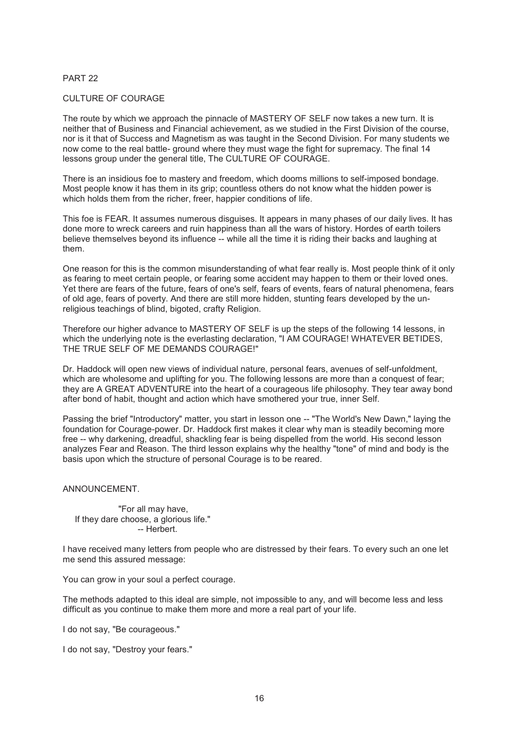## PART 22

## CULTURE OF COURAGE

The route by which we approach the pinnacle of MASTERY OF SELF now takes a new turn. It is neither that of Business and Financial achievement, as we studied in the First Division of the course, nor is it that of Success and Magnetism as was taught in the Second Division. For many students we now come to the real battle- ground where they must wage the fight for supremacy. The final 14 lessons group under the general title, The CULTURE OF COURAGE.

There is an insidious foe to mastery and freedom, which dooms millions to self-imposed bondage. Most people know it has them in its grip; countless others do not know what the hidden power is which holds them from the richer, freer, happier conditions of life.

This foe is FEAR. It assumes numerous disguises. It appears in many phases of our daily lives. It has done more to wreck careers and ruin happiness than all the wars of history. Hordes of earth toilers believe themselves beyond its influence -- while all the time it is riding their backs and laughing at them.

One reason for this is the common misunderstanding of what fear really is. Most people think of it only as fearing to meet certain people, or fearing some accident may happen to them or their loved ones. Yet there are fears of the future, fears of one's self, fears of events, fears of natural phenomena, fears of old age, fears of poverty. And there are still more hidden, stunting fears developed by the un-religious teachings of blind, bigoted, crafty Religion.

Therefore our higher advance to MASTERY OF SELF is up the steps of the following 14 lessons, in which the underlying note is the everlasting declaration, "I AM COURAGE! WHATEVER BETIDES, THE TRUE SELF OF ME DEMANDS COURAGE!"

Dr. Haddock will open new views of individual nature, personal fears, avenues of self-unfoldment, which are wholesome and uplifting for you. The following lessons are more than a conquest of fear; they are A GREAT ADVENTURE into the heart of a courageous life philosophy. They tear away bond after bond of habit, thought and action which have smothered your true, inner Self.

Passing the brief "Introductory" matter, you start in lesson one -- "The World's New Dawn," laying the foundation for Courage-power. Dr. Haddock first makes it clear why man is steadily becoming more free -- why darkening, dreadful, shackling fear is being dispelled from the world. His second lesson analyzes Fear and Reason. The third lesson explains why the healthy "tone" of mind and body is the basis upon which the structure of personal Courage is to be reared.

## ANNOUNCEMENT.

> "For all may have,
> If they dare choose, a glorious life."
> -- Herbert.

I have received many letters from people who are distressed by their fears. To every such an one let me send this assured message:

You can grow in your soul a perfect courage.

The methods adapted to this ideal are simple, not impossible to any, and will become less and less difficult as you continue to make them more and more a real part of your life.

I do not say, "Be courageous."

I do not say, "Destroy your fears."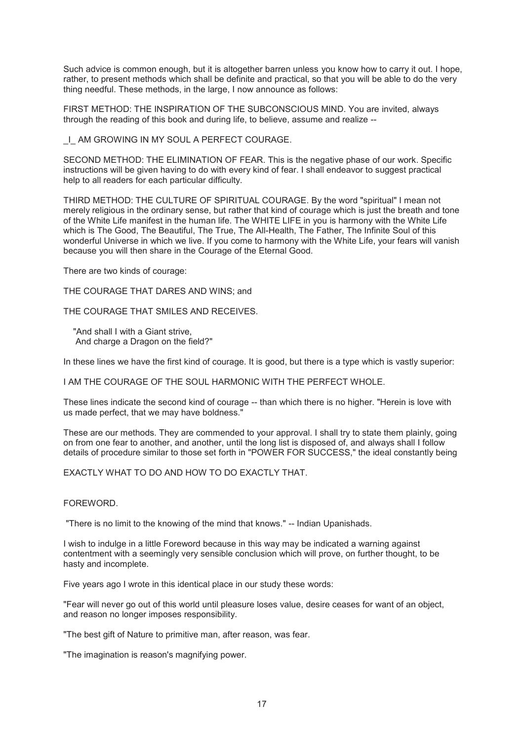Such advice is common enough, but it is altogether barren unless you know how to carry it out. I hope, rather, to present methods which shall be definite and practical, so that you will be able to do the very thing needful. These methods, in the large, I now announce as follows:

FIRST METHOD: THE INSPIRATION OF THE SUBCONSCIOUS MIND. You are invited, always through the reading of this book and during life, to believe, assume and realize --

_I_ AM GROWING IN MY SOUL A PERFECT COURAGE.

SECOND METHOD: THE ELIMINATION OF FEAR. This is the negative phase of our work. Specific instructions will be given having to do with every kind of fear. I shall endeavor to suggest practical help to all readers for each particular difficulty.

THIRD METHOD: THE CULTURE OF SPIRITUAL COURAGE. By the word "spiritual" I mean not merely religious in the ordinary sense, but rather that kind of courage which is just the breath and tone of the White Life manifest in the human life. The WHITE LIFE in you is harmony with the White Life which is The Good, The Beautiful, The True, The All-Health, The Father, The Infinite Soul of this wonderful Universe in which we live. If you come to harmony with the White Life, your fears will vanish because you will then share in the Courage of the Eternal Good.

There are two kinds of courage:

THE COURAGE THAT DARES AND WINS; and

THE COURAGE THAT SMILES AND RECEIVES.

> "And shall I with a Giant strive,
> And charge a Dragon on the field?"

In these lines we have the first kind of courage. It is good, but there is a type which is vastly superior:

I AM THE COURAGE OF THE SOUL HARMONIC WITH THE PERFECT WHOLE.

These lines indicate the second kind of courage -- than which there is no higher. "Herein is love with us made perfect, that we may have boldness."

These are our methods. They are commended to your approval. I shall try to state them plainly, going on from one fear to another, and another, until the long list is disposed of, and always shall I follow details of procedure similar to those set forth in "POWER FOR SUCCESS," the ideal constantly being

EXACTLY WHAT TO DO AND HOW TO DO EXACTLY THAT.

## FOREWORD.

"There is no limit to the knowing of the mind that knows." -- Indian Upanishads.

I wish to indulge in a little Foreword because in this way may be indicated a warning against contentment with a seemingly very sensible conclusion which will prove, on further thought, to be hasty and incomplete.

Five years ago I wrote in this identical place in our study these words:

"Fear will never go out of this world until pleasure loses value, desire ceases for want of an object, and reason no longer imposes responsibility.

"The best gift of Nature to primitive man, after reason, was fear.

"The imagination is reason's magnifying power.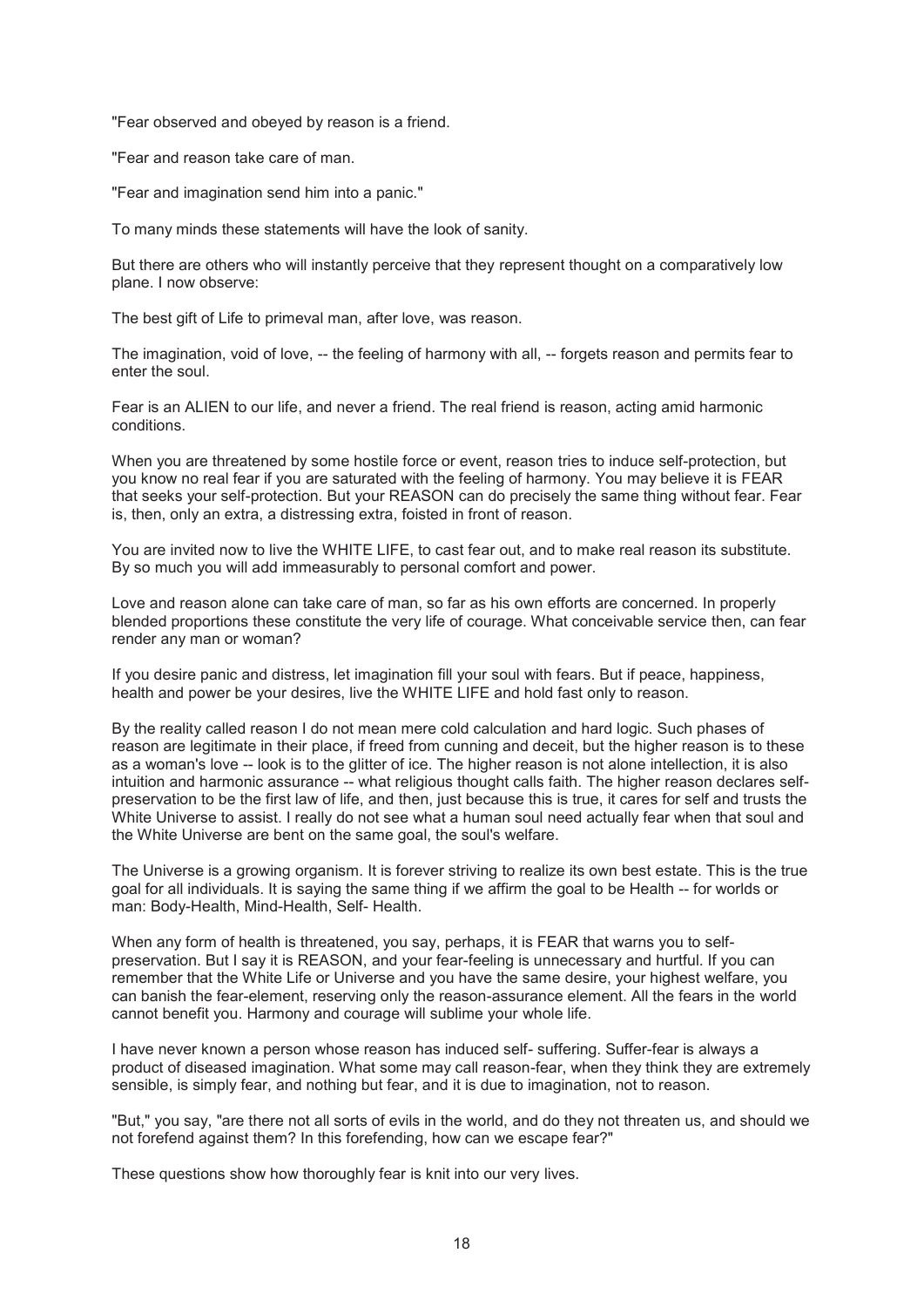"Fear observed and obeyed by reason is a friend.

"Fear and reason take care of man.

"Fear and imagination send him into a panic."

To many minds these statements will have the look of sanity.

But there are others who will instantly perceive that they represent thought on a comparatively low plane. I now observe:

The best gift of Life to primeval man, after love, was reason.

The imagination, void of love, -- the feeling of harmony with all, -- forgets reason and permits fear to enter the soul.

Fear is an ALIEN to our life, and never a friend. The real friend is reason, acting amid harmonic conditions.

When you are threatened by some hostile force or event, reason tries to induce self-protection, but you know no real fear if you are saturated with the feeling of harmony. You may believe it is FEAR that seeks your self-protection. But your REASON can do precisely the same thing without fear. Fear is, then, only an extra, a distressing extra, foisted in front of reason.

You are invited now to live the WHITE LIFE, to cast fear out, and to make real reason its substitute. By so much you will add immeasurably to personal comfort and power.

Love and reason alone can take care of man, so far as his own efforts are concerned. In properly blended proportions these constitute the very life of courage. What conceivable service then, can fear render any man or woman?

If you desire panic and distress, let imagination fill your soul with fears. But if peace, happiness, health and power be your desires, live the WHITE LIFE and hold fast only to reason.

By the reality called reason I do not mean mere cold calculation and hard logic. Such phases of reason are legitimate in their place, if freed from cunning and deceit, but the higher reason is to these as a woman's love -- look is to the glitter of ice. The higher reason is not alone intellection, it is also intuition and harmonic assurance -- what religious thought calls faith. The higher reason declares self-preservation to be the first law of life, and then, just because this is true, it cares for self and trusts the White Universe to assist. I really do not see what a human soul need actually fear when that soul and the White Universe are bent on the same goal, the soul's welfare.

The Universe is a growing organism. It is forever striving to realize its own best estate. This is the true goal for all individuals. It is saying the same thing if we affirm the goal to be Health -- for worlds or man: Body-Health, Mind-Health, Self- Health.

When any form of health is threatened, you say, perhaps, it is FEAR that warns you to self-preservation. But I say it is REASON, and your fear-feeling is unnecessary and hurtful. If you can remember that the White Life or Universe and you have the same desire, your highest welfare, you can banish the fear-element, reserving only the reason-assurance element. All the fears in the world cannot benefit you. Harmony and courage will sublime your whole life.

I have never known a person whose reason has induced self- suffering. Suffer-fear is always a product of diseased imagination. What some may call reason-fear, when they think they are extremely sensible, is simply fear, and nothing but fear, and it is due to imagination, not to reason.

"But," you say, "are there not all sorts of evils in the world, and do they not threaten us, and should we not forefend against them? In this forefending, how can we escape fear?"

These questions show how thoroughly fear is knit into our very lives.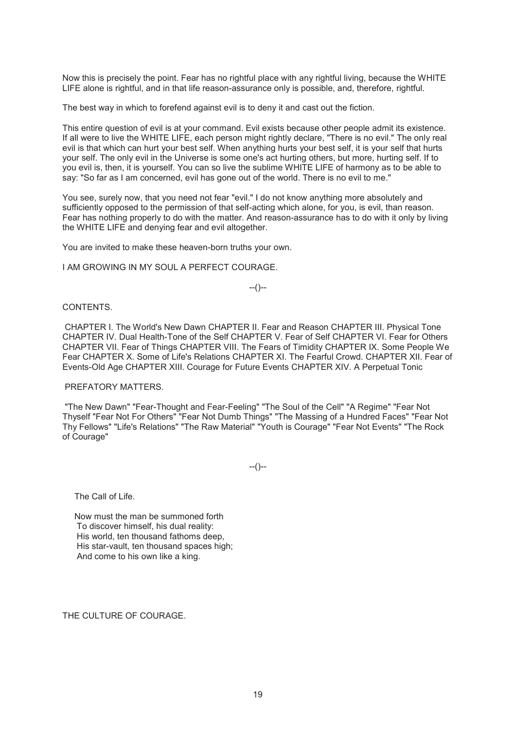Now this is precisely the point. Fear has no rightful place with any rightful living, because the WHITE LIFE alone is rightful, and in that life reason-assurance only is possible, and, therefore, rightful.

The best way in which to forefend against evil is to deny it and cast out the fiction.

This entire question of evil is at your command. Evil exists because other people admit its existence. If all were to live the WHITE LIFE, each person might rightly declare, "There is no evil." The only real evil is that which can hurt your best self. When anything hurts your best self, it is your self that hurts your self. The only evil in the Universe is some one's act hurting others, but more, hurting self. If to you evil is, then, it is yourself. You can so live the sublime WHITE LIFE of harmony as to be able to say: "So far as I am concerned, evil has gone out of the world. There is no evil to me."

You see, surely now, that you need not fear "evil." I do not know anything more absolutely and sufficiently opposed to the permission of that self-acting which alone, for you, is evil, than reason. Fear has nothing properly to do with the matter. And reason-assurance has to do with it only by living the WHITE LIFE and denying fear and evil altogether.

You are invited to make these heaven-born truths your own.

I AM GROWING IN MY SOUL A PERFECT COURAGE.

--()--

CONTENTS.

CHAPTER I. The World's New Dawn CHAPTER II. Fear and Reason CHAPTER III. Physical Tone CHAPTER IV. Dual Health-Tone of the Self CHAPTER V. Fear of Self CHAPTER VI. Fear for Others CHAPTER VII. Fear of Things CHAPTER VIII. The Fears of Timidity CHAPTER IX. Some People We Fear CHAPTER X. Some of Life's Relations CHAPTER XI. The Fearful Crowd. CHAPTER XII. Fear of Events-Old Age CHAPTER XIII. Courage for Future Events CHAPTER XIV. A Perpetual Tonic

PREFATORY MATTERS.

"The New Dawn" "Fear-Thought and Fear-Feeling" "The Soul of the Cell" "A Regime" "Fear Not Thyself "Fear Not For Others" "Fear Not Dumb Things" "The Massing of a Hundred Faces" "Fear Not Thy Fellows" "Life's Relations" "The Raw Material" "Youth is Courage" "Fear Not Events" "The Rock of Courage"

--()--

The Call of Life.

Now must the man be summoned forth  
To discover himself, his dual reality:  
His world, ten thousand fathoms deep,  
His star-vault, ten thousand spaces high;  
And come to his own like a king.

THE CULTURE OF COURAGE.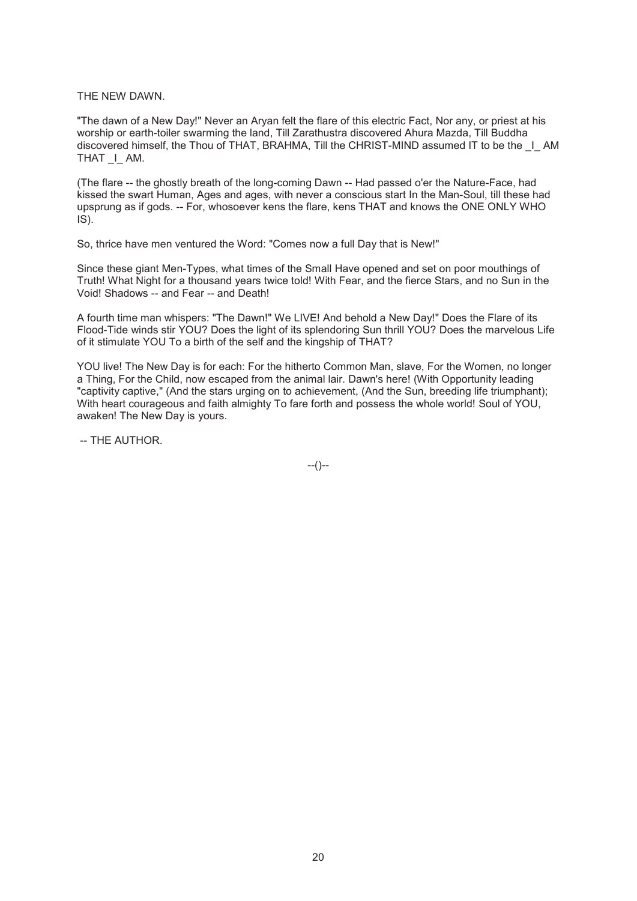THE NEW DAWN.

"The dawn of a New Day!" Never an Aryan felt the flare of this electric Fact, Nor any, or priest at his worship or earth-toiler swarming the land, Till Zarathustra discovered Ahura Mazda, Till Buddha discovered himself, the Thou of THAT, BRAHMA, Till the CHRIST-MIND assumed IT to be the _I_ AM THAT _I_ AM.

(The flare -- the ghostly breath of the long-coming Dawn -- Had passed o'er the Nature-Face, had kissed the swart Human, Ages and ages, with never a conscious start In the Man-Soul, till these had upsprung as if gods. -- For, whosoever kens the flare, kens THAT and knows the ONE ONLY WHO IS).

So, thrice have men ventured the Word: "Comes now a full Day that is New!"

Since these giant Men-Types, what times of the Small Have opened and set on poor mouthings of Truth! What Night for a thousand years twice told! With Fear, and the fierce Stars, and no Sun in the Void! Shadows -- and Fear -- and Death!

A fourth time man whispers: "The Dawn!" We LIVE! And behold a New Day!" Does the Flare of its Flood-Tide winds stir YOU? Does the light of its splendoring Sun thrill YOU? Does the marvelous Life of it stimulate YOU To a birth of the self and the kingship of THAT?

YOU live! The New Day is for each: For the hitherto Common Man, slave, For the Women, no longer a Thing, For the Child, now escaped from the animal lair. Dawn's here! (With Opportunity leading "captivity captive," (And the stars urging on to achievement, (And the Sun, breeding life triumphant); With heart courageous and faith almighty To fare forth and possess the whole world! Soul of YOU, awaken! The New Day is yours.

-- THE AUTHOR.

--()--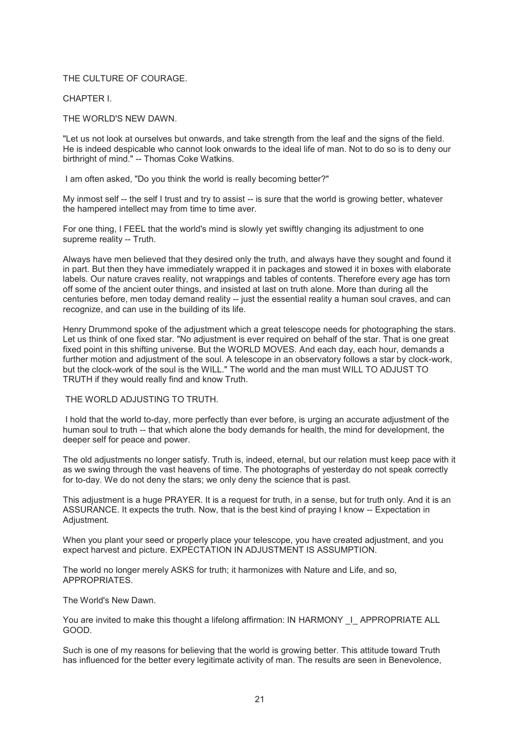# THE CULTURE OF COURAGE.

## CHAPTER I.

## THE WORLD'S NEW DAWN.

"Let us not look at ourselves but onwards, and take strength from the leaf and the signs of the field. He is indeed despicable who cannot look onwards to the ideal life of man. Not to do so is to deny our birthright of mind." -- Thomas Coke Watkins.

I am often asked, "Do you think the world is really becoming better?"

My inmost self -- the self I trust and try to assist -- is sure that the world is growing better, whatever the hampered intellect may from time to time aver.

For one thing, I FEEL that the world's mind is slowly yet swiftly changing its adjustment to one supreme reality -- Truth.

Always have men believed that they desired only the truth, and always have they sought and found it in part. But then they have immediately wrapped it in packages and stowed it in boxes with elaborate labels. Our nature craves reality, not wrappings and tables of contents. Therefore every age has torn off some of the ancient outer things, and insisted at last on truth alone. More than during all the centuries before, men today demand reality -- just the essential reality a human soul craves, and can recognize, and can use in the building of its life.

Henry Drummond spoke of the adjustment which a great telescope needs for photographing the stars. Let us think of one fixed star. "No adjustment is ever required on behalf of the star. That is one great fixed point in this shifting universe. But the WORLD MOVES. And each day, each hour, demands a further motion and adjustment of the soul. A telescope in an observatory follows a star by clock-work, but the clock-work of the soul is the WILL." The world and the man must WILL TO ADJUST TO TRUTH if they would really find and know Truth.

### THE WORLD ADJUSTING TO TRUTH.

I hold that the world to-day, more perfectly than ever before, is urging an accurate adjustment of the human soul to truth -- that which alone the body demands for health, the mind for development, the deeper self for peace and power.

The old adjustments no longer satisfy. Truth is, indeed, eternal, but our relation must keep pace with it as we swing through the vast heavens of time. The photographs of yesterday do not speak correctly for to-day. We do not deny the stars; we only deny the science that is past.

This adjustment is a huge PRAYER. It is a request for truth, in a sense, but for truth only. And it is an ASSURANCE. It expects the truth. Now, that is the best kind of praying I know -- Expectation in Adjustment.

When you plant your seed or properly place your telescope, you have created adjustment, and you expect harvest and picture. EXPECTATION IN ADJUSTMENT IS ASSUMPTION.

The world no longer merely ASKS for truth; it harmonizes with Nature and Life, and so, APPROPRIATES.

The World's New Dawn.

You are invited to make this thought a lifelong affirmation: IN HARMONY _I_ APPROPRIATE ALL GOOD.

Such is one of my reasons for believing that the world is growing better. This attitude toward Truth has influenced for the better every legitimate activity of man. The results are seen in Benevolence,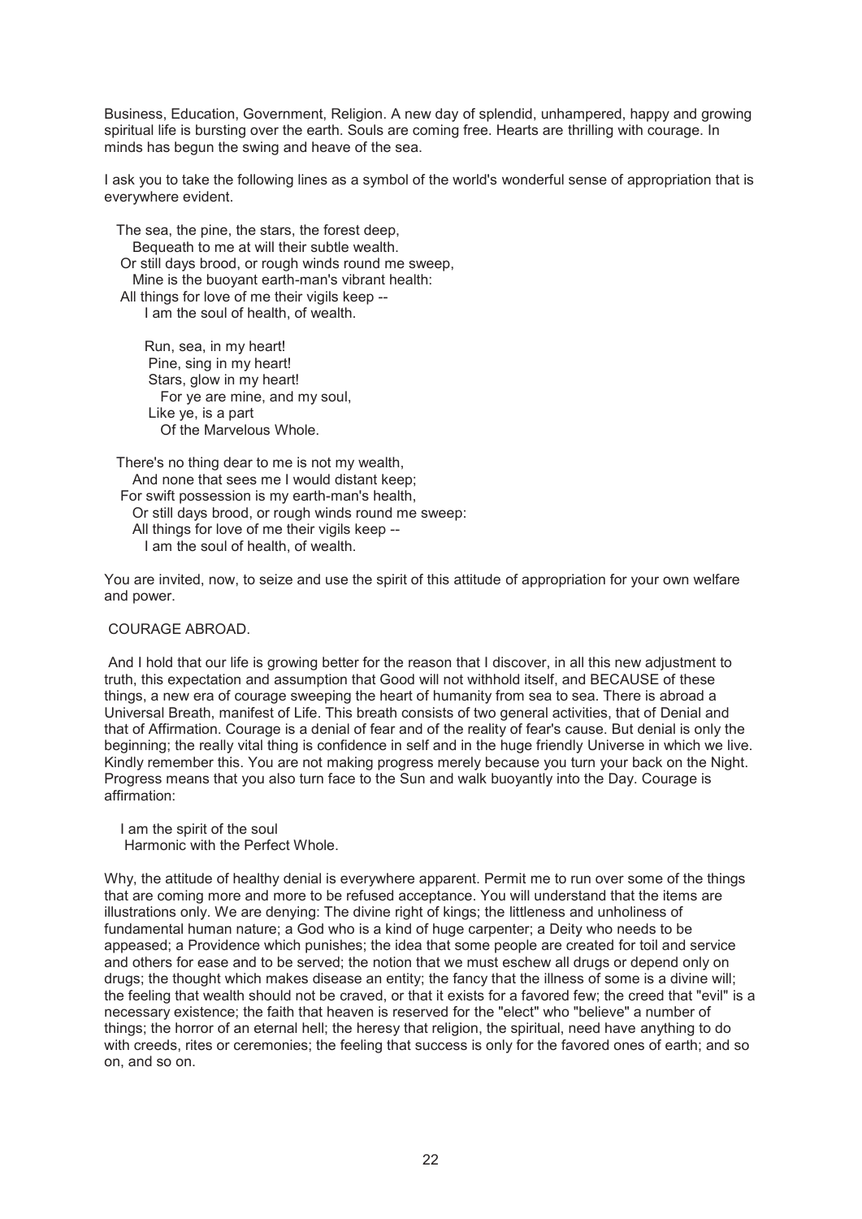Business, Education, Government, Religion. A new day of splendid, unhampered, happy and growing spiritual life is bursting over the earth. Souls are coming free. Hearts are thrilling with courage. In minds has begun the swing and heave of the sea.

I ask you to take the following lines as a symbol of the world's wonderful sense of appropriation that is everywhere evident.

The sea, the pine, the stars, the forest deep,  
Bequeath to me at will their subtle wealth.  
Or still days brood, or rough winds round me sweep,  
Mine is the buoyant earth-man's vibrant health:  
All things for love of me their vigils keep --  
I am the soul of health, of wealth.

Run, sea, in my heart!  
Pine, sing in my heart!  
Stars, glow in my heart!  
For ye are mine, and my soul,  
Like ye, is a part  
Of the Marvelous Whole.

There's no thing dear to me is not my wealth,  
And none that sees me I would distant keep;  
For swift possession is my earth-man's health,  
Or still days brood, or rough winds round me sweep:  
All things for love of me their vigils keep --  
I am the soul of health, of wealth.

You are invited, now, to seize and use the spirit of this attitude of appropriation for your own welfare and power.

## COURAGE ABROAD.

And I hold that our life is growing better for the reason that I discover, in all this new adjustment to truth, this expectation and assumption that Good will not withhold itself, and BECAUSE of these things, a new era of courage sweeping the heart of humanity from sea to sea. There is abroad a Universal Breath, manifest of Life. This breath consists of two general activities, that of Denial and that of Affirmation. Courage is a denial of fear and of the reality of fear's cause. But denial is only the beginning; the really vital thing is confidence in self and in the huge friendly Universe in which we live. Kindly remember this. You are not making progress merely because you turn your back on the Night. Progress means that you also turn face to the Sun and walk buoyantly into the Day. Courage is affirmation:

I am the spirit of the soul  
Harmonic with the Perfect Whole.

Why, the attitude of healthy denial is everywhere apparent. Permit me to run over some of the things that are coming more and more to be refused acceptance. You will understand that the items are illustrations only. We are denying: The divine right of kings; the littleness and unholiness of fundamental human nature; a God who is a kind of huge carpenter; a Deity who needs to be appeased; a Providence which punishes; the idea that some people are created for toil and service and others for ease and to be served; the notion that we must eschew all drugs or depend only on drugs; the thought which makes disease an entity; the fancy that the illness of some is a divine will; the feeling that wealth should not be craved, or that it exists for a favored few; the creed that "evil" is a necessary existence; the faith that heaven is reserved for the "elect" who "believe" a number of things; the horror of an eternal hell; the heresy that religion, the spiritual, need have anything to do with creeds, rites or ceremonies; the feeling that success is only for the favored ones of earth; and so on, and so on.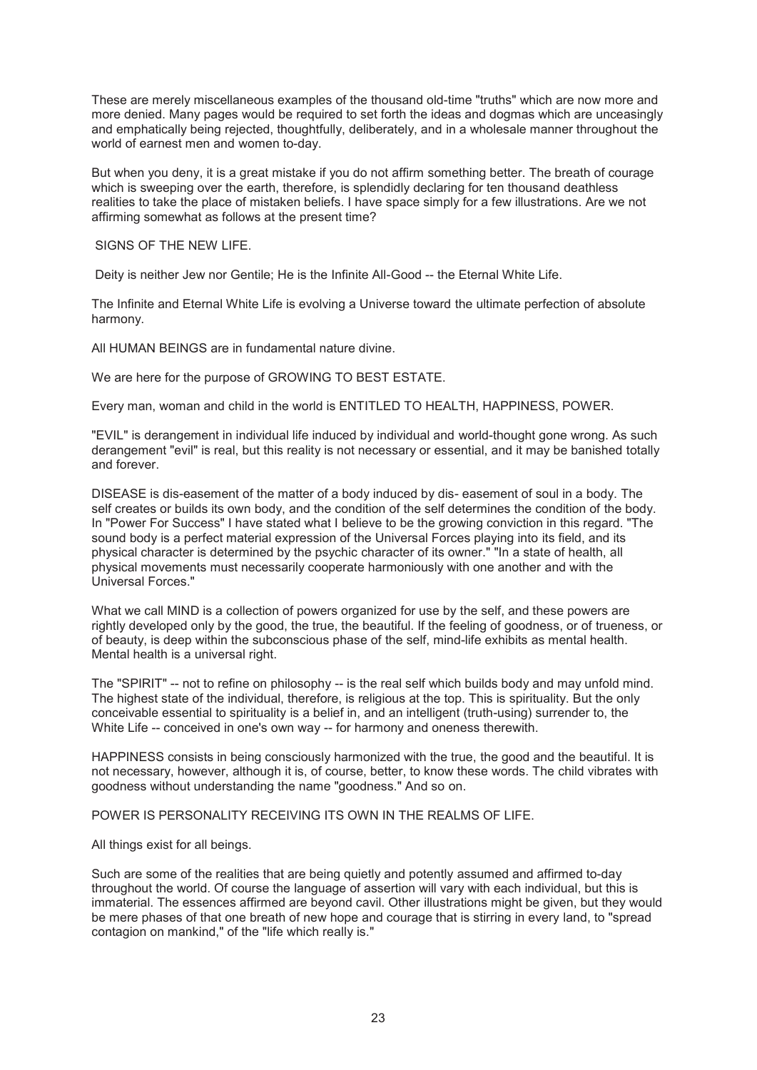These are merely miscellaneous examples of the thousand old-time "truths" which are now more and more denied. Many pages would be required to set forth the ideas and dogmas which are unceasingly and emphatically being rejected, thoughtfully, deliberately, and in a wholesale manner throughout the world of earnest men and women to-day.

But when you deny, it is a great mistake if you do not affirm something better. The breath of courage which is sweeping over the earth, therefore, is splendidly declaring for ten thousand deathless realities to take the place of mistaken beliefs. I have space simply for a few illustrations. Are we not affirming somewhat as follows at the present time?

## SIGNS OF THE NEW LIFE.

Deity is neither Jew nor Gentile; He is the Infinite All-Good -- the Eternal White Life.

The Infinite and Eternal White Life is evolving a Universe toward the ultimate perfection of absolute harmony.

All HUMAN BEINGS are in fundamental nature divine.

We are here for the purpose of GROWING TO BEST ESTATE.

Every man, woman and child in the world is ENTITLED TO HEALTH, HAPPINESS, POWER.

"EVIL" is derangement in individual life induced by individual and world-thought gone wrong. As such derangement "evil" is real, but this reality is not necessary or essential, and it may be banished totally and forever.

DISEASE is dis-easement of the matter of a body induced by dis- easement of soul in a body. The self creates or builds its own body, and the condition of the self determines the condition of the body. In "Power For Success" I have stated what I believe to be the growing conviction in this regard. "The sound body is a perfect material expression of the Universal Forces playing into its field, and its physical character is determined by the psychic character of its owner." "In a state of health, all physical movements must necessarily cooperate harmoniously with one another and with the Universal Forces."

What we call MIND is a collection of powers organized for use by the self, and these powers are rightly developed only by the good, the true, the beautiful. If the feeling of goodness, or of trueness, or of beauty, is deep within the subconscious phase of the self, mind-life exhibits as mental health. Mental health is a universal right.

The "SPIRIT" -- not to refine on philosophy -- is the real self which builds body and may unfold mind. The highest state of the individual, therefore, is religious at the top. This is spirituality. But the only conceivable essential to spirituality is a belief in, and an intelligent (truth-using) surrender to, the White Life -- conceived in one's own way -- for harmony and oneness therewith.

HAPPINESS consists in being consciously harmonized with the true, the good and the beautiful. It is not necessary, however, although it is, of course, better, to know these words. The child vibrates with goodness without understanding the name "goodness." And so on.

POWER IS PERSONALITY RECEIVING ITS OWN IN THE REALMS OF LIFE.

All things exist for all beings.

Such are some of the realities that are being quietly and potently assumed and affirmed to-day throughout the world. Of course the language of assertion will vary with each individual, but this is immaterial. The essences affirmed are beyond cavil. Other illustrations might be given, but they would be mere phases of that one breath of new hope and courage that is stirring in every land, to "spread contagion on mankind," of the "life which really is."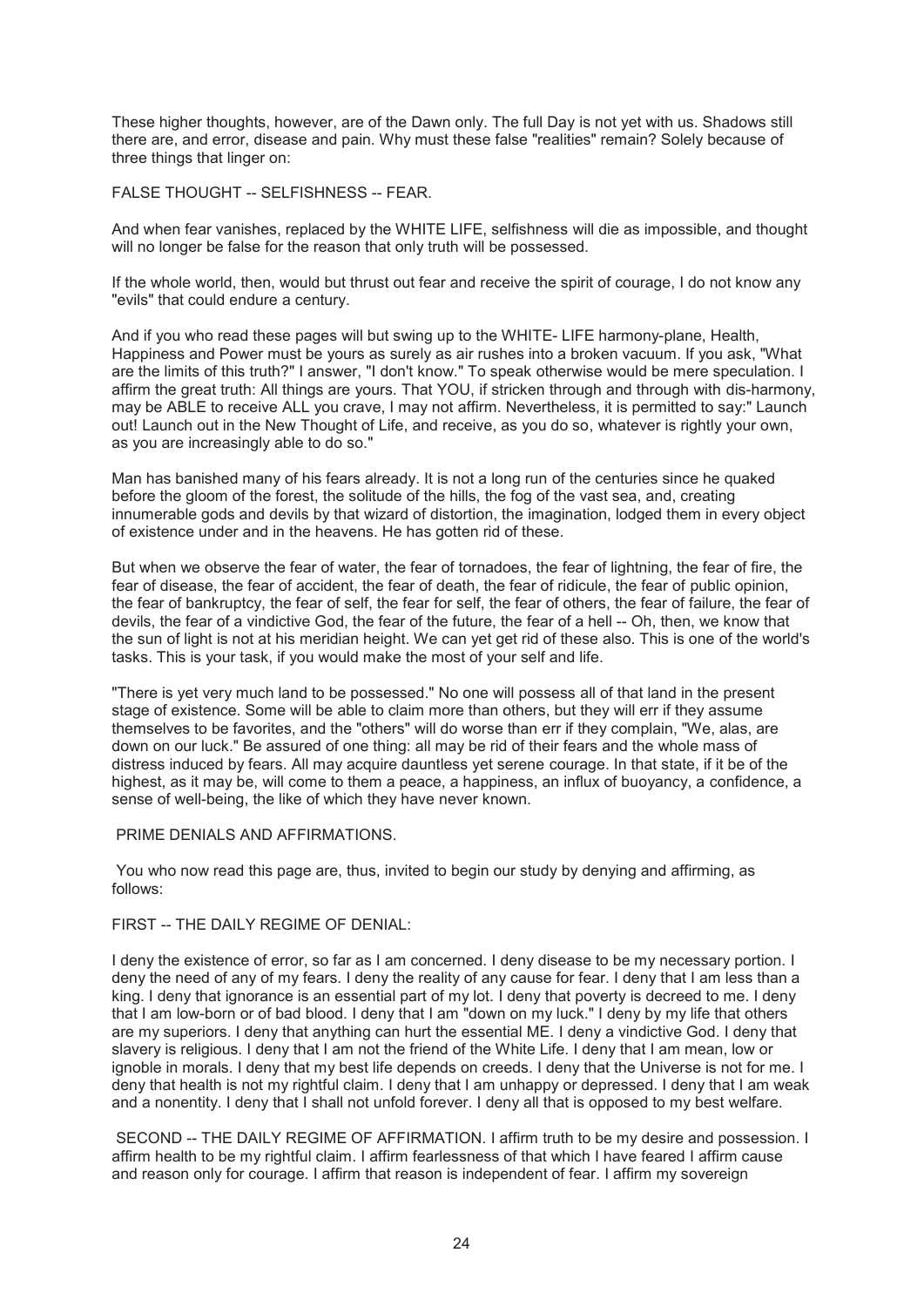These higher thoughts, however, are of the Dawn only. The full Day is not yet with us. Shadows still there are, and error, disease and pain. Why must these false "realities" remain? Solely because of three things that linger on:

FALSE THOUGHT -- SELFISHNESS -- FEAR.

And when fear vanishes, replaced by the WHITE LIFE, selfishness will die as impossible, and thought will no longer be false for the reason that only truth will be possessed.

If the whole world, then, would but thrust out fear and receive the spirit of courage, I do not know any "evils" that could endure a century.

And if you who read these pages will but swing up to the WHITE- LIFE harmony-plane, Health, Happiness and Power must be yours as surely as air rushes into a broken vacuum. If you ask, "What are the limits of this truth?" I answer, "I don't know." To speak otherwise would be mere speculation. I affirm the great truth: All things are yours. That YOU, if stricken through and through with dis-harmony, may be ABLE to receive ALL you crave, I may not affirm. Nevertheless, it is permitted to say:" Launch out! Launch out in the New Thought of Life, and receive, as you do so, whatever is rightly your own, as you are increasingly able to do so."

Man has banished many of his fears already. It is not a long run of the centuries since he quaked before the gloom of the forest, the solitude of the hills, the fog of the vast sea, and, creating innumerable gods and devils by that wizard of distortion, the imagination, lodged them in every object of existence under and in the heavens. He has gotten rid of these.

But when we observe the fear of water, the fear of tornadoes, the fear of lightning, the fear of fire, the fear of disease, the fear of accident, the fear of death, the fear of ridicule, the fear of public opinion, the fear of bankruptcy, the fear of self, the fear for self, the fear of others, the fear of failure, the fear of devils, the fear of a vindictive God, the fear of the future, the fear of a hell -- Oh, then, we know that the sun of light is not at his meridian height. We can yet get rid of these also. This is one of the world's tasks. This is your task, if you would make the most of your self and life.

"There is yet very much land to be possessed." No one will possess all of that land in the present stage of existence. Some will be able to claim more than others, but they will err if they assume themselves to be favorites, and the "others" will do worse than err if they complain, "We, alas, are down on our luck." Be assured of one thing: all may be rid of their fears and the whole mass of distress induced by fears. All may acquire dauntless yet serene courage. In that state, if it be of the highest, as it may be, will come to them a peace, a happiness, an influx of buoyancy, a confidence, a sense of well-being, the like of which they have never known.

## PRIME DENIALS AND AFFIRMATIONS.

You who now read this page are, thus, invited to begin our study by denying and affirming, as follows:

FIRST -- THE DAILY REGIME OF DENIAL:

I deny the existence of error, so far as I am concerned. I deny disease to be my necessary portion. I deny the need of any of my fears. I deny the reality of any cause for fear. I deny that I am less than a king. I deny that ignorance is an essential part of my lot. I deny that poverty is decreed to me. I deny that I am low-born or of bad blood. I deny that I am "down on my luck." I deny by my life that others are my superiors. I deny that anything can hurt the essential ME. I deny a vindictive God. I deny that slavery is religious. I deny that I am not the friend of the White Life. I deny that I am mean, low or ignoble in morals. I deny that my best life depends on creeds. I deny that the Universe is not for me. I deny that health is not my rightful claim. I deny that I am unhappy or depressed. I deny that I am weak and a nonentity. I deny that I shall not unfold forever. I deny all that is opposed to my best welfare.

SECOND -- THE DAILY REGIME OF AFFIRMATION. I affirm truth to be my desire and possession. I affirm health to be my rightful claim. I affirm fearlessness of that which I have feared I affirm cause and reason only for courage. I affirm that reason is independent of fear. I affirm my sovereign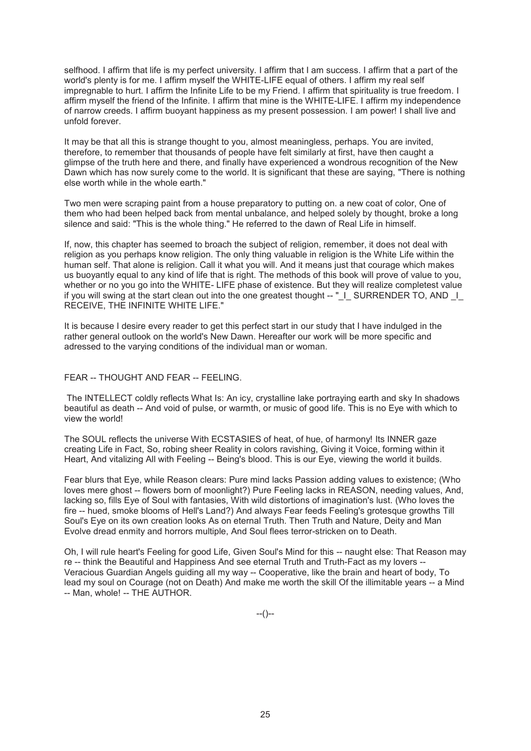selfhood. I affirm that life is my perfect university. I affirm that I am success. I affirm that a part of the world's plenty is for me. I affirm myself the WHITE-LIFE equal of others. I affirm my real self impregnable to hurt. I affirm the Infinite Life to be my Friend. I affirm that spirituality is true freedom. I affirm myself the friend of the Infinite. I affirm that mine is the WHITE-LIFE. I affirm my independence of narrow creeds. I affirm buoyant happiness as my present possession. I am power! I shall live and unfold forever.

It may be that all this is strange thought to you, almost meaningless, perhaps. You are invited, therefore, to remember that thousands of people have felt similarly at first, have then caught a glimpse of the truth here and there, and finally have experienced a wondrous recognition of the New Dawn which has now surely come to the world. It is significant that these are saying, "There is nothing else worth while in the whole earth."

Two men were scraping paint from a house preparatory to putting on. a new coat of color, One of them who had been helped back from mental unbalance, and helped solely by thought, broke a long silence and said: "This is the whole thing." He referred to the dawn of Real Life in himself.

If, now, this chapter has seemed to broach the subject of religion, remember, it does not deal with religion as you perhaps know religion. The only thing valuable in religion is the White Life within the human self. That alone is religion. Call it what you will. And it means just that courage which makes us buoyantly equal to any kind of life that is right. The methods of this book will prove of value to you, whether or no you go into the WHITE- LIFE phase of existence. But they will realize completest value if you will swing at the start clean out into the one greatest thought -- "_I_ SURRENDER TO, AND _I_ RECEIVE, THE INFINITE WHITE LIFE."

It is because I desire every reader to get this perfect start in our study that I have indulged in the rather general outlook on the world's New Dawn. Hereafter our work will be more specific and adressed to the varying conditions of the individual man or woman.

## FEAR -- THOUGHT AND FEAR -- FEELING.

The INTELLECT coldly reflects What Is: An icy, crystalline lake portraying earth and sky In shadows beautiful as death -- And void of pulse, or warmth, or music of good life. This is no Eye with which to view the world!

The SOUL reflects the universe With ECSTASIES of heat, of hue, of harmony! Its INNER gaze creating Life in Fact, So, robing sheer Reality in colors ravishing, Giving it Voice, forming within it Heart, And vitalizing All with Feeling -- Being's blood. This is our Eye, viewing the world it builds.

Fear blurs that Eye, while Reason clears: Pure mind lacks Passion adding values to existence; (Who loves mere ghost -- flowers born of moonlight?) Pure Feeling lacks in REASON, needing values, And, lacking so, fills Eye of Soul with fantasies, With wild distortions of imagination's lust. (Who loves the fire -- hued, smoke blooms of Hell's Land?) And always Fear feeds Feeling's grotesque growths Till Soul's Eye on its own creation looks As on eternal Truth. Then Truth and Nature, Deity and Man Evolve dread enmity and horrors multiple, And Soul flees terror-stricken on to Death.

Oh, I will rule heart's Feeling for good Life, Given Soul's Mind for this -- naught else: That Reason may re -- think the Beautiful and Happiness And see eternal Truth and Truth-Fact as my lovers -- Veracious Guardian Angels guiding all my way -- Cooperative, like the brain and heart of body, To lead my soul on Courage (not on Death) And make me worth the skill Of the illimitable years -- a Mind -- Man, whole! -- THE AUTHOR.

--()--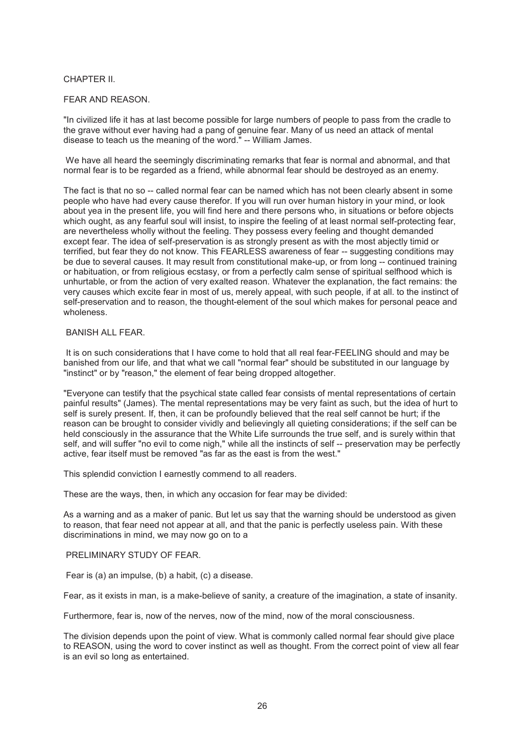# CHAPTER II.

## FEAR AND REASON.

"In civilized life it has at last become possible for large numbers of people to pass from the cradle to the grave without ever having had a pang of genuine fear. Many of us need an attack of mental disease to teach us the meaning of the word." -- William James.

We have all heard the seemingly discriminating remarks that fear is normal and abnormal, and that normal fear is to be regarded as a friend, while abnormal fear should be destroyed as an enemy.

The fact is that no so -- called normal fear can be named which has not been clearly absent in some people who have had every cause therefor. If you will run over human history in your mind, or look about yea in the present life, you will find here and there persons who, in situations or before objects which ought, as any fearful soul will insist, to inspire the feeling of at least normal self-protecting fear, are nevertheless wholly without the feeling. They possess every feeling and thought demanded except fear. The idea of self-preservation is as strongly present as with the most abjectly timid or terrified, but fear they do not know. This FEARLESS awareness of fear -- suggesting conditions may be due to several causes. It may result from constitutional make-up, or from long -- continued training or habituation, or from religious ecstasy, or from a perfectly calm sense of spiritual selfhood which is unhurtable, or from the action of very exalted reason. Whatever the explanation, the fact remains: the very causes which excite fear in most of us, merely appeal, with such people, if at all. to the instinct of self-preservation and to reason, the thought-element of the soul which makes for personal peace and wholeness.

### BANISH ALL FEAR.

It is on such considerations that I have come to hold that all real fear-FEELING should and may be banished from our life, and that what we call "normal fear" should be substituted in our language by "instinct" or by "reason," the element of fear being dropped altogether.

"Everyone can testify that the psychical state called fear consists of mental representations of certain painful results" (James). The mental representations may be very faint as such, but the idea of hurt to self is surely present. If, then, it can be profoundly believed that the real self cannot be hurt; if the reason can be brought to consider vividly and believingly all quieting considerations; if the self can be held consciously in the assurance that the White Life surrounds the true self, and is surely within that self, and will suffer "no evil to come nigh," while all the instincts of self -- preservation may be perfectly active, fear itself must be removed "as far as the east is from the west."

This splendid conviction I earnestly commend to all readers.

These are the ways, then, in which any occasion for fear may be divided:

As a warning and as a maker of panic. But let us say that the warning should be understood as given to reason, that fear need not appear at all, and that the panic is perfectly useless pain. With these discriminations in mind, we may now go on to a

### PRELIMINARY STUDY OF FEAR.

Fear is (a) an impulse, (b) a habit, (c) a disease.

Fear, as it exists in man, is a make-believe of sanity, a creature of the imagination, a state of insanity.

Furthermore, fear is, now of the nerves, now of the mind, now of the moral consciousness.

The division depends upon the point of view. What is commonly called normal fear should give place to REASON, using the word to cover instinct as well as thought. From the correct point of view all fear is an evil so long as entertained.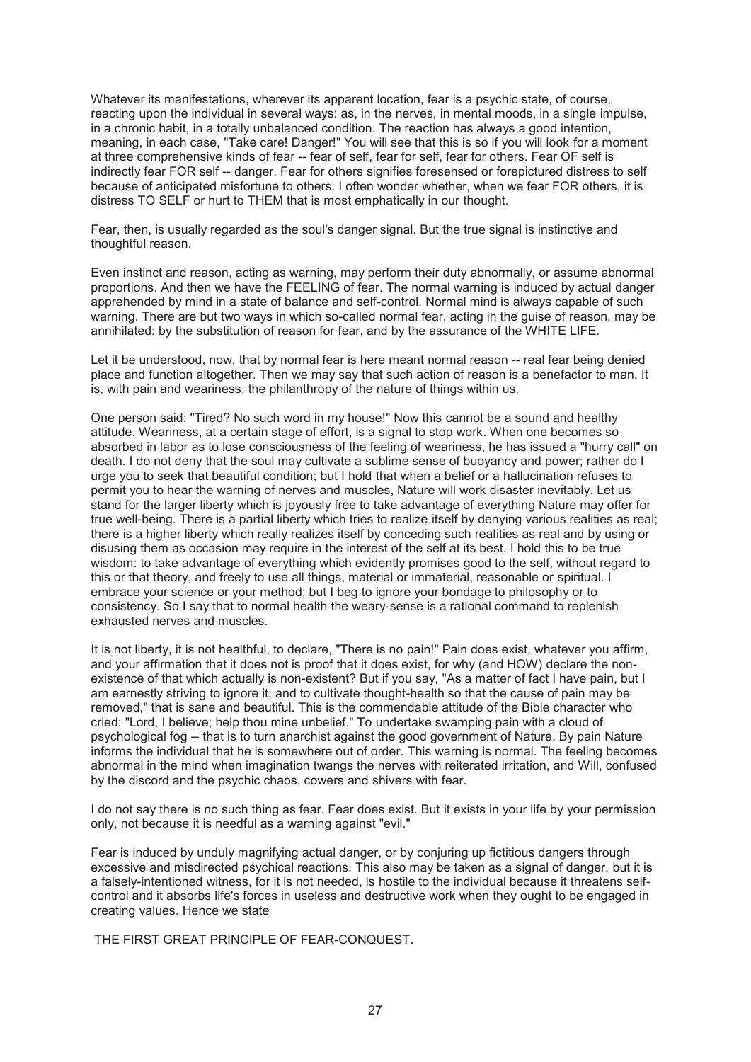Whatever its manifestations, wherever its apparent location, fear is a psychic state, of course, reacting upon the individual in several ways: as, in the nerves, in mental moods, in a single impulse, in a chronic habit, in a totally unbalanced condition. The reaction has always a good intention, meaning, in each case, "Take care! Danger!" You will see that this is so if you will look for a moment at three comprehensive kinds of fear -- fear of self, fear for self, fear for others. Fear OF self is indirectly fear FOR self -- danger. Fear for others signifies foresensed or forepictured distress to self because of anticipated misfortune to others. I often wonder whether, when we fear FOR others, it is distress TO SELF or hurt to THEM that is most emphatically in our thought.

Fear, then, is usually regarded as the soul's danger signal. But the true signal is instinctive and thoughtful reason.

Even instinct and reason, acting as warning, may perform their duty abnormally, or assume abnormal proportions. And then we have the FEELING of fear. The normal warning is induced by actual danger apprehended by mind in a state of balance and self-control. Normal mind is always capable of such warning. There are but two ways in which so-called normal fear, acting in the guise of reason, may be annihilated: by the substitution of reason for fear, and by the assurance of the WHITE LIFE.

Let it be understood, now, that by normal fear is here meant normal reason -- real fear being denied place and function altogether. Then we may say that such action of reason is a benefactor to man. It is, with pain and weariness, the philanthropy of the nature of things within us.

One person said: "Tired? No such word in my house!" Now this cannot be a sound and healthy attitude. Weariness, at a certain stage of effort, is a signal to stop work. When one becomes so absorbed in labor as to lose consciousness of the feeling of weariness, he has issued a "hurry call" on death. I do not deny that the soul may cultivate a sublime sense of buoyancy and power; rather do I urge you to seek that beautiful condition; but I hold that when a belief or a hallucination refuses to permit you to hear the warning of nerves and muscles, Nature will work disaster inevitably. Let us stand for the larger liberty which is joyously free to take advantage of everything Nature may offer for true well-being. There is a partial liberty which tries to realize itself by denying various realities as real; there is a higher liberty which really realizes itself by conceding such realities as real and by using or disusing them as occasion may require in the interest of the self at its best. I hold this to be true wisdom: to take advantage of everything which evidently promises good to the self, without regard to this or that theory, and freely to use all things, material or immaterial, reasonable or spiritual. I embrace your science or your method; but I beg to ignore your bondage to philosophy or to consistency. So I say that to normal health the weary-sense is a rational command to replenish exhausted nerves and muscles.

It is not liberty, it is not healthful, to declare, "There is no pain!" Pain does exist, whatever you affirm, and your affirmation that it does not is proof that it does exist, for why (and HOW) declare the non-existence of that which actually is non-existent? But if you say, "As a matter of fact I have pain, but I am earnestly striving to ignore it, and to cultivate thought-health so that the cause of pain may be removed," that is sane and beautiful. This is the commendable attitude of the Bible character who cried: "Lord, I believe; help thou mine unbelief." To undertake swamping pain with a cloud of psychological fog -- that is to turn anarchist against the good government of Nature. By pain Nature informs the individual that he is somewhere out of order. This warning is normal. The feeling becomes abnormal in the mind when imagination twangs the nerves with reiterated irritation, and Will, confused by the discord and the psychic chaos, cowers and shivers with fear.

I do not say there is no such thing as fear. Fear does exist. But it exists in your life by your permission only, not because it is needful as a warning against "evil."

Fear is induced by unduly magnifying actual danger, or by conjuring up fictitious dangers through excessive and misdirected psychical reactions. This also may be taken as a signal of danger, but it is a falsely-intentioned witness, for it is not needed, is hostile to the individual because it threatens self-control and it absorbs life's forces in useless and destructive work when they ought to be engaged in creating values. Hence we state

## THE FIRST GREAT PRINCIPLE OF FEAR-CONQUEST.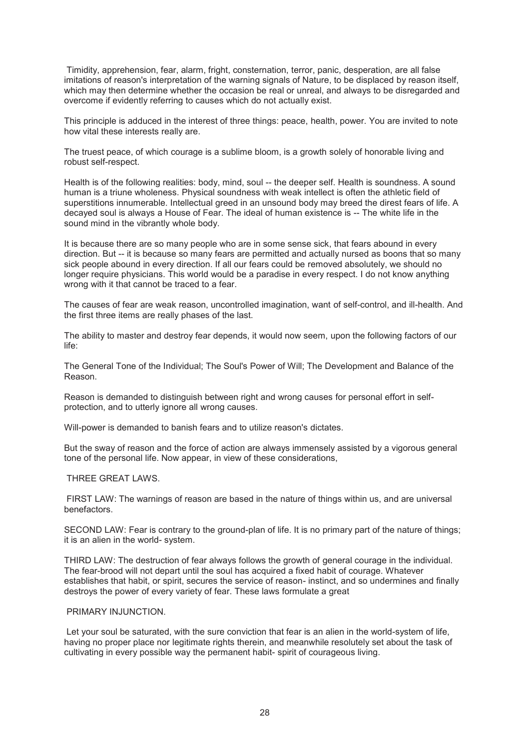Timidity, apprehension, fear, alarm, fright, consternation, terror, panic, desperation, are all false imitations of reason's interpretation of the warning signals of Nature, to be displaced by reason itself, which may then determine whether the occasion be real or unreal, and always to be disregarded and overcome if evidently referring to causes which do not actually exist.

This principle is adduced in the interest of three things: peace, health, power. You are invited to note how vital these interests really are.

The truest peace, of which courage is a sublime bloom, is a growth solely of honorable living and robust self-respect.

Health is of the following realities: body, mind, soul -- the deeper self. Health is soundness. A sound human is a triune wholeness. Physical soundness with weak intellect is often the athletic field of superstitions innumerable. Intellectual greed in an unsound body may breed the direst fears of life. A decayed soul is always a House of Fear. The ideal of human existence is -- The white life in the sound mind in the vibrantly whole body.

It is because there are so many people who are in some sense sick, that fears abound in every direction. But -- it is because so many fears are permitted and actually nursed as boons that so many sick people abound in every direction. If all our fears could be removed absolutely, we should no longer require physicians. This world would be a paradise in every respect. I do not know anything wrong with it that cannot be traced to a fear.

The causes of fear are weak reason, uncontrolled imagination, want of self-control, and ill-health. And the first three items are really phases of the last.

The ability to master and destroy fear depends, it would now seem, upon the following factors of our life:

The General Tone of the Individual; The Soul's Power of Will; The Development and Balance of the Reason.

Reason is demanded to distinguish between right and wrong causes for personal effort in self-protection, and to utterly ignore all wrong causes.

Will-power is demanded to banish fears and to utilize reason's dictates.

But the sway of reason and the force of action are always immensely assisted by a vigorous general tone of the personal life. Now appear, in view of these considerations,

## THREE GREAT LAWS.

FIRST LAW: The warnings of reason are based in the nature of things within us, and are universal benefactors.

SECOND LAW: Fear is contrary to the ground-plan of life. It is no primary part of the nature of things; it is an alien in the world- system.

THIRD LAW: The destruction of fear always follows the growth of general courage in the individual. The fear-brood will not depart until the soul has acquired a fixed habit of courage. Whatever establishes that habit, or spirit, secures the service of reason- instinct, and so undermines and finally destroys the power of every variety of fear. These laws formulate a great

## PRIMARY INJUNCTION.

Let your soul be saturated, with the sure conviction that fear is an alien in the world-system of life, having no proper place nor legitimate rights therein, and meanwhile resolutely set about the task of cultivating in every possible way the permanent habit- spirit of courageous living.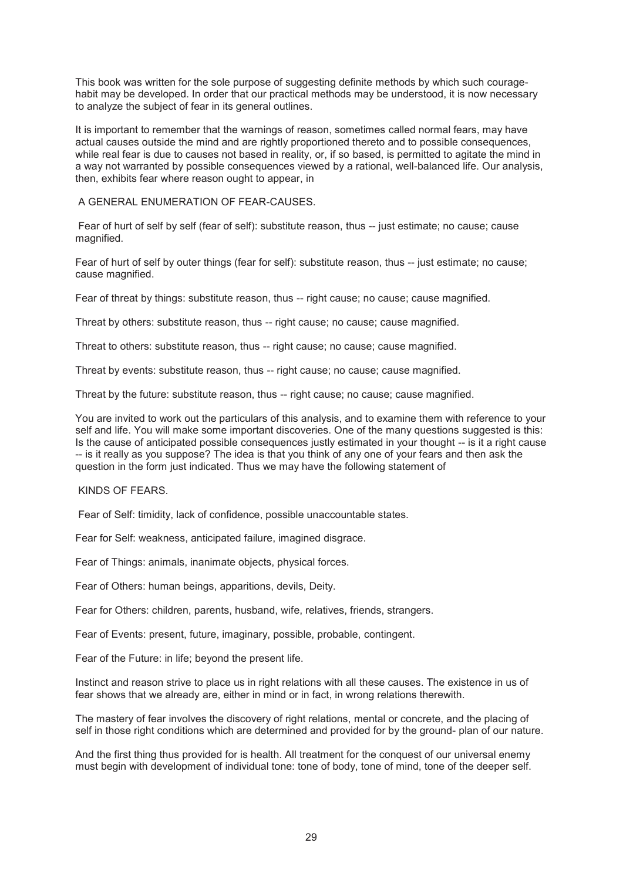This book was written for the sole purpose of suggesting definite methods by which such courage-habit may be developed. In order that our practical methods may be understood, it is now necessary to analyze the subject of fear in its general outlines.

It is important to remember that the warnings of reason, sometimes called normal fears, may have actual causes outside the mind and are rightly proportioned thereto and to possible consequences, while real fear is due to causes not based in reality, or, if so based, is permitted to agitate the mind in a way not warranted by possible consequences viewed by a rational, well-balanced life. Our analysis, then, exhibits fear where reason ought to appear, in

A GENERAL ENUMERATION OF FEAR-CAUSES.

Fear of hurt of self by self (fear of self): substitute reason, thus -- just estimate; no cause; cause magnified.

Fear of hurt of self by outer things (fear for self): substitute reason, thus -- just estimate; no cause; cause magnified.

Fear of threat by things: substitute reason, thus -- right cause; no cause; cause magnified.

Threat by others: substitute reason, thus -- right cause; no cause; cause magnified.

Threat to others: substitute reason, thus -- right cause; no cause; cause magnified.

Threat by events: substitute reason, thus -- right cause; no cause; cause magnified.

Threat by the future: substitute reason, thus -- right cause; no cause; cause magnified.

You are invited to work out the particulars of this analysis, and to examine them with reference to your self and life. You will make some important discoveries. One of the many questions suggested is this: Is the cause of anticipated possible consequences justly estimated in your thought -- is it a right cause -- is it really as you suppose? The idea is that you think of any one of your fears and then ask the question in the form just indicated. Thus we may have the following statement of

KINDS OF FEARS.

Fear of Self: timidity, lack of confidence, possible unaccountable states.

Fear for Self: weakness, anticipated failure, imagined disgrace.

Fear of Things: animals, inanimate objects, physical forces.

Fear of Others: human beings, apparitions, devils, Deity.

Fear for Others: children, parents, husband, wife, relatives, friends, strangers.

Fear of Events: present, future, imaginary, possible, probable, contingent.

Fear of the Future: in life; beyond the present life.

Instinct and reason strive to place us in right relations with all these causes. The existence in us of fear shows that we already are, either in mind or in fact, in wrong relations therewith.

The mastery of fear involves the discovery of right relations, mental or concrete, and the placing of self in those right conditions which are determined and provided for by the ground- plan of our nature.

And the first thing thus provided for is health. All treatment for the conquest of our universal enemy must begin with development of individual tone: tone of body, tone of mind, tone of the deeper self.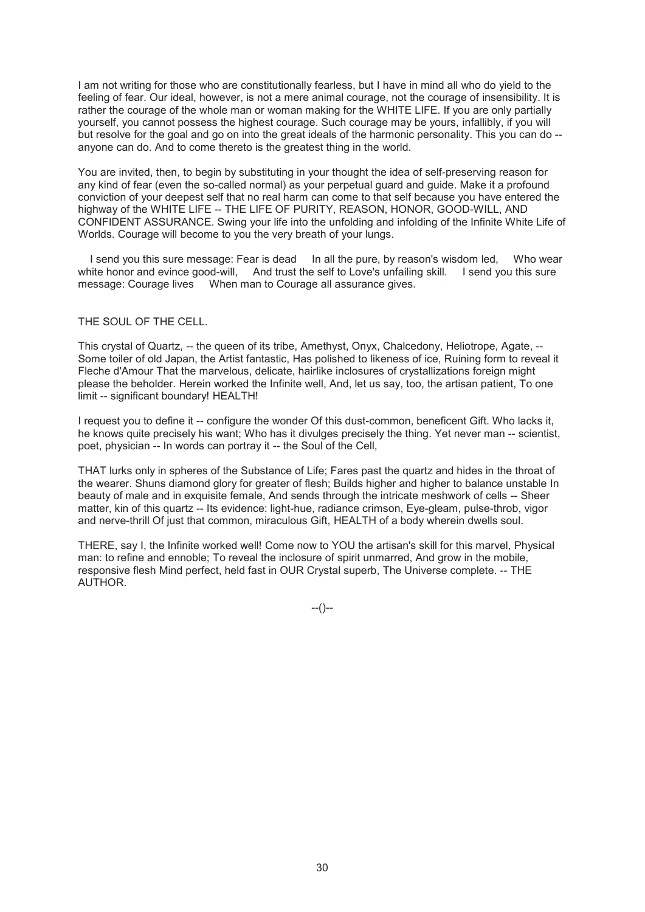I am not writing for those who are constitutionally fearless, but I have in mind all who do yield to the feeling of fear. Our ideal, however, is not a mere animal courage, not the courage of insensibility. It is rather the courage of the whole man or woman making for the WHITE LIFE. If you are only partially yourself, you cannot possess the highest courage. Such courage may be yours, infallibly, if you will but resolve for the goal and go on into the great ideals of the harmonic personality. This you can do -- anyone can do. And to come thereto is the greatest thing in the world.

You are invited, then, to begin by substituting in your thought the idea of self-preserving reason for any kind of fear (even the so-called normal) as your perpetual guard and guide. Make it a profound conviction of your deepest self that no real harm can come to that self because you have entered the highway of the WHITE LIFE -- THE LIFE OF PURITY, REASON, HONOR, GOOD-WILL, AND CONFIDENT ASSURANCE. Swing your life into the unfolding and infolding of the Infinite White Life of Worlds. Courage will become to you the very breath of your lungs.

I send you this sure message: Fear is dead In all the pure, by reason's wisdom led, Who wear white honor and evince good-will, And trust the self to Love's unfailing skill. I send you this sure message: Courage lives When man to Courage all assurance gives.

THE SOUL OF THE CELL.

This crystal of Quartz, -- the queen of its tribe, Amethyst, Onyx, Chalcedony, Heliotrope, Agate, -- Some toiler of old Japan, the Artist fantastic, Has polished to likeness of ice, Ruining form to reveal it Fleche d'Amour That the marvelous, delicate, hairlike inclosures of crystallizations foreign might please the beholder. Herein worked the Infinite well, And, let us say, too, the artisan patient, To one limit -- significant boundary! HEALTH!

I request you to define it -- configure the wonder Of this dust-common, beneficent Gift. Who lacks it, he knows quite precisely his want; Who has it divulges precisely the thing. Yet never man -- scientist, poet, physician -- In words can portray it -- the Soul of the Cell,

THAT lurks only in spheres of the Substance of Life; Fares past the quartz and hides in the throat of the wearer. Shuns diamond glory for greater of flesh; Builds higher and higher to balance unstable In beauty of male and in exquisite female, And sends through the intricate meshwork of cells -- Sheer matter, kin of this quartz -- Its evidence: light-hue, radiance crimson, Eye-gleam, pulse-throb, vigor and nerve-thrill Of just that common, miraculous Gift, HEALTH of a body wherein dwells soul.

THERE, say I, the Infinite worked well! Come now to YOU the artisan's skill for this marvel, Physical man: to refine and ennoble; To reveal the inclosure of spirit unmarred, And grow in the mobile, responsive flesh Mind perfect, held fast in OUR Crystal superb, The Universe complete. -- THE AUTHOR.

--()--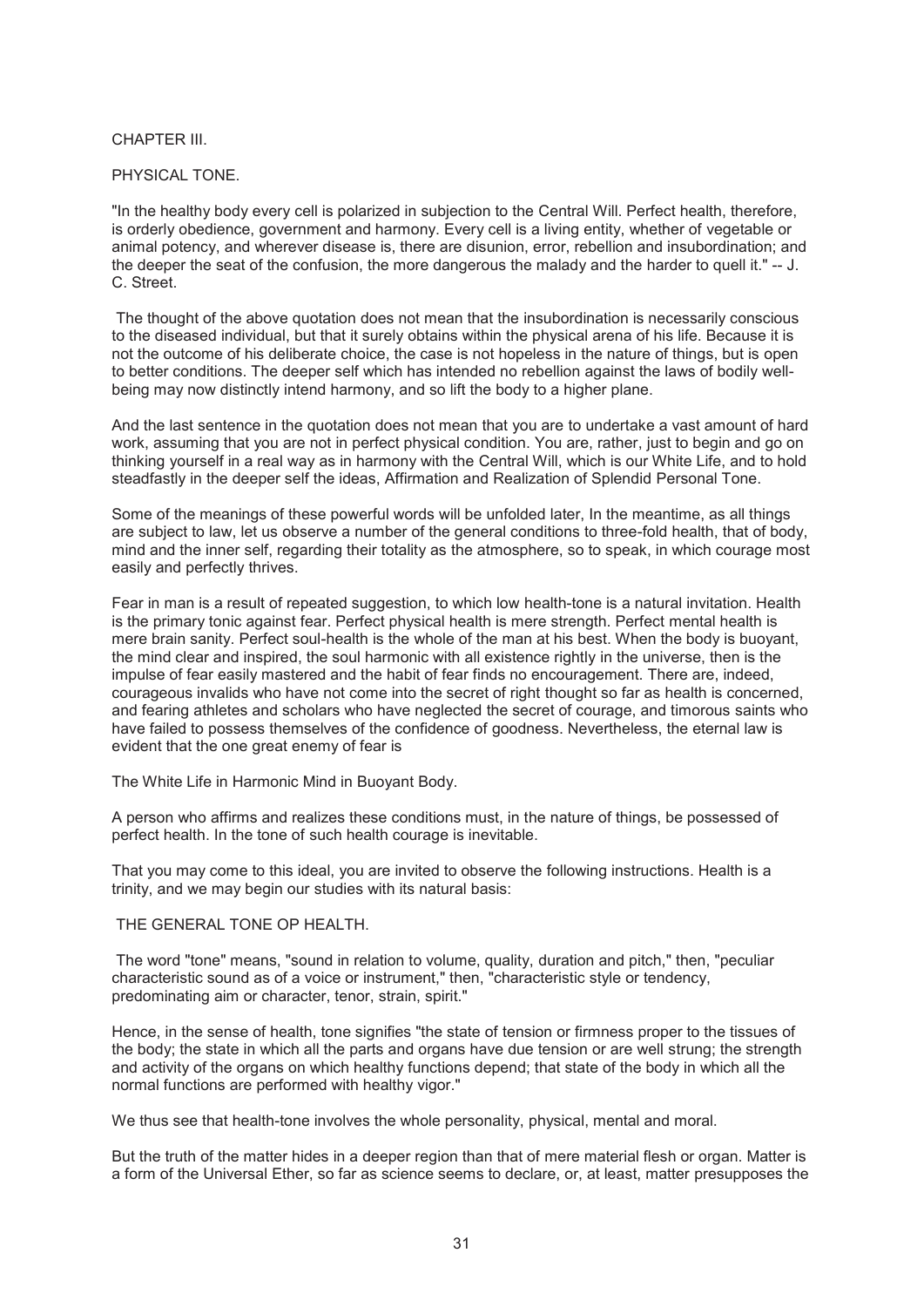# CHAPTER III.

## PHYSICAL TONE.

"In the healthy body every cell is polarized in subjection to the Central Will. Perfect health, therefore, is orderly obedience, government and harmony. Every cell is a living entity, whether of vegetable or animal potency, and wherever disease is, there are disunion, error, rebellion and insubordination; and the deeper the seat of the confusion, the more dangerous the malady and the harder to quell it." -- J. C. Street.

The thought of the above quotation does not mean that the insubordination is necessarily conscious to the diseased individual, but that it surely obtains within the physical arena of his life. Because it is not the outcome of his deliberate choice, the case is not hopeless in the nature of things, but is open to better conditions. The deeper self which has intended no rebellion against the laws of bodily well-being may now distinctly intend harmony, and so lift the body to a higher plane.

And the last sentence in the quotation does not mean that you are to undertake a vast amount of hard work, assuming that you are not in perfect physical condition. You are, rather, just to begin and go on thinking yourself in a real way as in harmony with the Central Will, which is our White Life, and to hold steadfastly in the deeper self the ideas, Affirmation and Realization of Splendid Personal Tone.

Some of the meanings of these powerful words will be unfolded later, In the meantime, as all things are subject to law, let us observe a number of the general conditions to three-fold health, that of body, mind and the inner self, regarding their totality as the atmosphere, so to speak, in which courage most easily and perfectly thrives.

Fear in man is a result of repeated suggestion, to which low health-tone is a natural invitation. Health is the primary tonic against fear. Perfect physical health is mere strength. Perfect mental health is mere brain sanity. Perfect soul-health is the whole of the man at his best. When the body is buoyant, the mind clear and inspired, the soul harmonic with all existence rightly in the universe, then is the impulse of fear easily mastered and the habit of fear finds no encouragement. There are, indeed, courageous invalids who have not come into the secret of right thought so far as health is concerned, and fearing athletes and scholars who have neglected the secret of courage, and timorous saints who have failed to possess themselves of the confidence of goodness. Nevertheless, the eternal law is evident that the one great enemy of fear is

The White Life in Harmonic Mind in Buoyant Body.

A person who affirms and realizes these conditions must, in the nature of things, be possessed of perfect health. In the tone of such health courage is inevitable.

That you may come to this ideal, you are invited to observe the following instructions. Health is a trinity, and we may begin our studies with its natural basis:

### THE GENERAL TONE OP HEALTH.

The word "tone" means, "sound in relation to volume, quality, duration and pitch," then, "peculiar characteristic sound as of a voice or instrument," then, "characteristic style or tendency, predominating aim or character, tenor, strain, spirit."

Hence, in the sense of health, tone signifies "the state of tension or firmness proper to the tissues of the body; the state in which all the parts and organs have due tension or are well strung; the strength and activity of the organs on which healthy functions depend; that state of the body in which all the normal functions are performed with healthy vigor."

We thus see that health-tone involves the whole personality, physical, mental and moral.

But the truth of the matter hides in a deeper region than that of mere material flesh or organ. Matter is a form of the Universal Ether, so far as science seems to declare, or, at least, matter presupposes the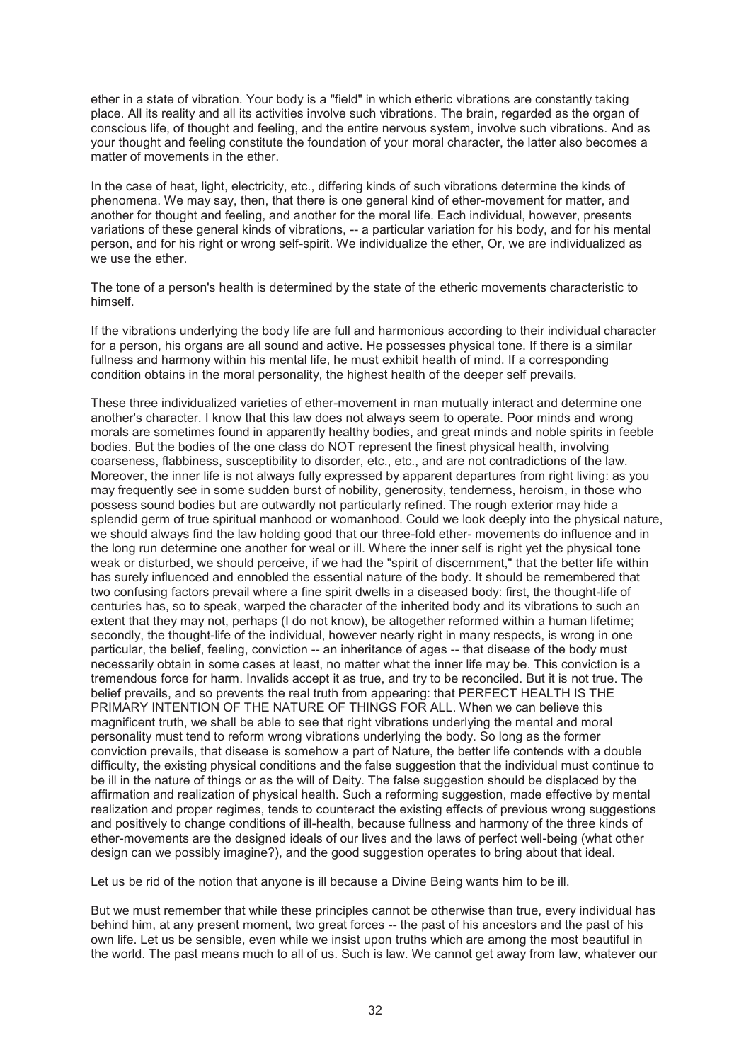ether in a state of vibration. Your body is a "field" in which etheric vibrations are constantly taking place. All its reality and all its activities involve such vibrations. The brain, regarded as the organ of conscious life, of thought and feeling, and the entire nervous system, involve such vibrations. And as your thought and feeling constitute the foundation of your moral character, the latter also becomes a matter of movements in the ether.

In the case of heat, light, electricity, etc., differing kinds of such vibrations determine the kinds of phenomena. We may say, then, that there is one general kind of ether-movement for matter, and another for thought and feeling, and another for the moral life. Each individual, however, presents variations of these general kinds of vibrations, -- a particular variation for his body, and for his mental person, and for his right or wrong self-spirit. We individualize the ether, Or, we are individualized as we use the ether.

The tone of a person's health is determined by the state of the etheric movements characteristic to himself.

If the vibrations underlying the body life are full and harmonious according to their individual character for a person, his organs are all sound and active. He possesses physical tone. If there is a similar fullness and harmony within his mental life, he must exhibit health of mind. If a corresponding condition obtains in the moral personality, the highest health of the deeper self prevails.

These three individualized varieties of ether-movement in man mutually interact and determine one another's character. I know that this law does not always seem to operate. Poor minds and wrong morals are sometimes found in apparently healthy bodies, and great minds and noble spirits in feeble bodies. But the bodies of the one class do NOT represent the finest physical health, involving coarseness, flabbiness, susceptibility to disorder, etc., etc., and are not contradictions of the law. Moreover, the inner life is not always fully expressed by apparent departures from right living: as you may frequently see in some sudden burst of nobility, generosity, tenderness, heroism, in those who possess sound bodies but are outwardly not particularly refined. The rough exterior may hide a splendid germ of true spiritual manhood or womanhood. Could we look deeply into the physical nature, we should always find the law holding good that our three-fold ether- movements do influence and in the long run determine one another for weal or ill. Where the inner self is right yet the physical tone weak or disturbed, we should perceive, if we had the "spirit of discernment," that the better life within has surely influenced and ennobled the essential nature of the body. It should be remembered that two confusing factors prevail where a fine spirit dwells in a diseased body: first, the thought-life of centuries has, so to speak, warped the character of the inherited body and its vibrations to such an extent that they may not, perhaps (I do not know), be altogether reformed within a human lifetime; secondly, the thought-life of the individual, however nearly right in many respects, is wrong in one particular, the belief, feeling, conviction -- an inheritance of ages -- that disease of the body must necessarily obtain in some cases at least, no matter what the inner life may be. This conviction is a tremendous force for harm. Invalids accept it as true, and try to be reconciled. But it is not true. The belief prevails, and so prevents the real truth from appearing: that PERFECT HEALTH IS THE PRIMARY INTENTION OF THE NATURE OF THINGS FOR ALL. When we can believe this magnificent truth, we shall be able to see that right vibrations underlying the mental and moral personality must tend to reform wrong vibrations underlying the body. So long as the former conviction prevails, that disease is somehow a part of Nature, the better life contends with a double difficulty, the existing physical conditions and the false suggestion that the individual must continue to be ill in the nature of things or as the will of Deity. The false suggestion should be displaced by the affirmation and realization of physical health. Such a reforming suggestion, made effective by mental realization and proper regimes, tends to counteract the existing effects of previous wrong suggestions and positively to change conditions of ill-health, because fullness and harmony of the three kinds of ether-movements are the designed ideals of our lives and the laws of perfect well-being (what other design can we possibly imagine?), and the good suggestion operates to bring about that ideal.

Let us be rid of the notion that anyone is ill because a Divine Being wants him to be ill.

But we must remember that while these principles cannot be otherwise than true, every individual has behind him, at any present moment, two great forces -- the past of his ancestors and the past of his own life. Let us be sensible, even while we insist upon truths which are among the most beautiful in the world. The past means much to all of us. Such is law. We cannot get away from law, whatever our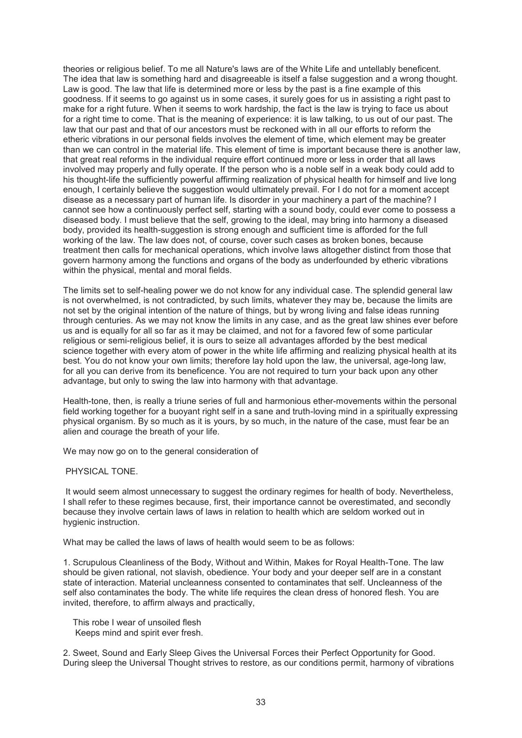theories or religious belief. To me all Nature's laws are of the White Life and untellably beneficent. The idea that law is something hard and disagreeable is itself a false suggestion and a wrong thought. Law is good. The law that life is determined more or less by the past is a fine example of this goodness. If it seems to go against us in some cases, it surely goes for us in assisting a right past to make for a right future. When it seems to work hardship, the fact is the law is trying to face us about for a right time to come. That is the meaning of experience: it is law talking, to us out of our past. The law that our past and that of our ancestors must be reckoned with in all our efforts to reform the etheric vibrations in our personal fields involves the element of time, which element may be greater than we can control in the material life. This element of time is important because there is another law, that great real reforms in the individual require effort continued more or less in order that all laws involved may properly and fully operate. If the person who is a noble self in a weak body could add to his thought-life the sufficiently powerful affirming realization of physical health for himself and live long enough, I certainly believe the suggestion would ultimately prevail. For I do not for a moment accept disease as a necessary part of human life. Is disorder in your machinery a part of the machine? I cannot see how a continuously perfect self, starting with a sound body, could ever come to possess a diseased body. I must believe that the self, growing to the ideal, may bring into harmony a diseased body, provided its health-suggestion is strong enough and sufficient time is afforded for the full working of the law. The law does not, of course, cover such cases as broken bones, because treatment then calls for mechanical operations, which involve laws altogether distinct from those that govern harmony among the functions and organs of the body as underfounded by etheric vibrations within the physical, mental and moral fields.

The limits set to self-healing power we do not know for any individual case. The splendid general law is not overwhelmed, is not contradicted, by such limits, whatever they may be, because the limits are not set by the original intention of the nature of things, but by wrong living and false ideas running through centuries. As we may not know the limits in any case, and as the great law shines ever before us and is equally for all so far as it may be claimed, and not for a favored few of some particular religious or semi-religious belief, it is ours to seize all advantages afforded by the best medical science together with every atom of power in the white life affirming and realizing physical health at its best. You do not know your own limits; therefore lay hold upon the law, the universal, age-long law, for all you can derive from its beneficence. You are not required to turn your back upon any other advantage, but only to swing the law into harmony with that advantage.

Health-tone, then, is really a triune series of full and harmonious ether-movements within the personal field working together for a buoyant right self in a sane and truth-loving mind in a spiritually expressing physical organism. By so much as it is yours, by so much, in the nature of the case, must fear be an alien and courage the breath of your life.

We may now go on to the general consideration of

## PHYSICAL TONE.

It would seem almost unnecessary to suggest the ordinary regimes for health of body. Nevertheless, I shall refer to these regimes because, first, their importance cannot be overestimated, and secondly because they involve certain laws of laws in relation to health which are seldom worked out in hygienic instruction.

What may be called the laws of laws of health would seem to be as follows:

1. Scrupulous Cleanliness of the Body, Without and Within, Makes for Royal Health-Tone. The law should be given rational, not slavish, obedience. Your body and your deeper self are in a constant state of interaction. Material uncleanness consented to contaminates that self. Uncleanness of the self also contaminates the body. The white life requires the clean dress of honored flesh. You are invited, therefore, to affirm always and practically,

   This robe I wear of unsoiled flesh
   Keeps mind and spirit ever fresh.

2. Sweet, Sound and Early Sleep Gives the Universal Forces their Perfect Opportunity for Good. During sleep the Universal Thought strives to restore, as our conditions permit, harmony of vibrations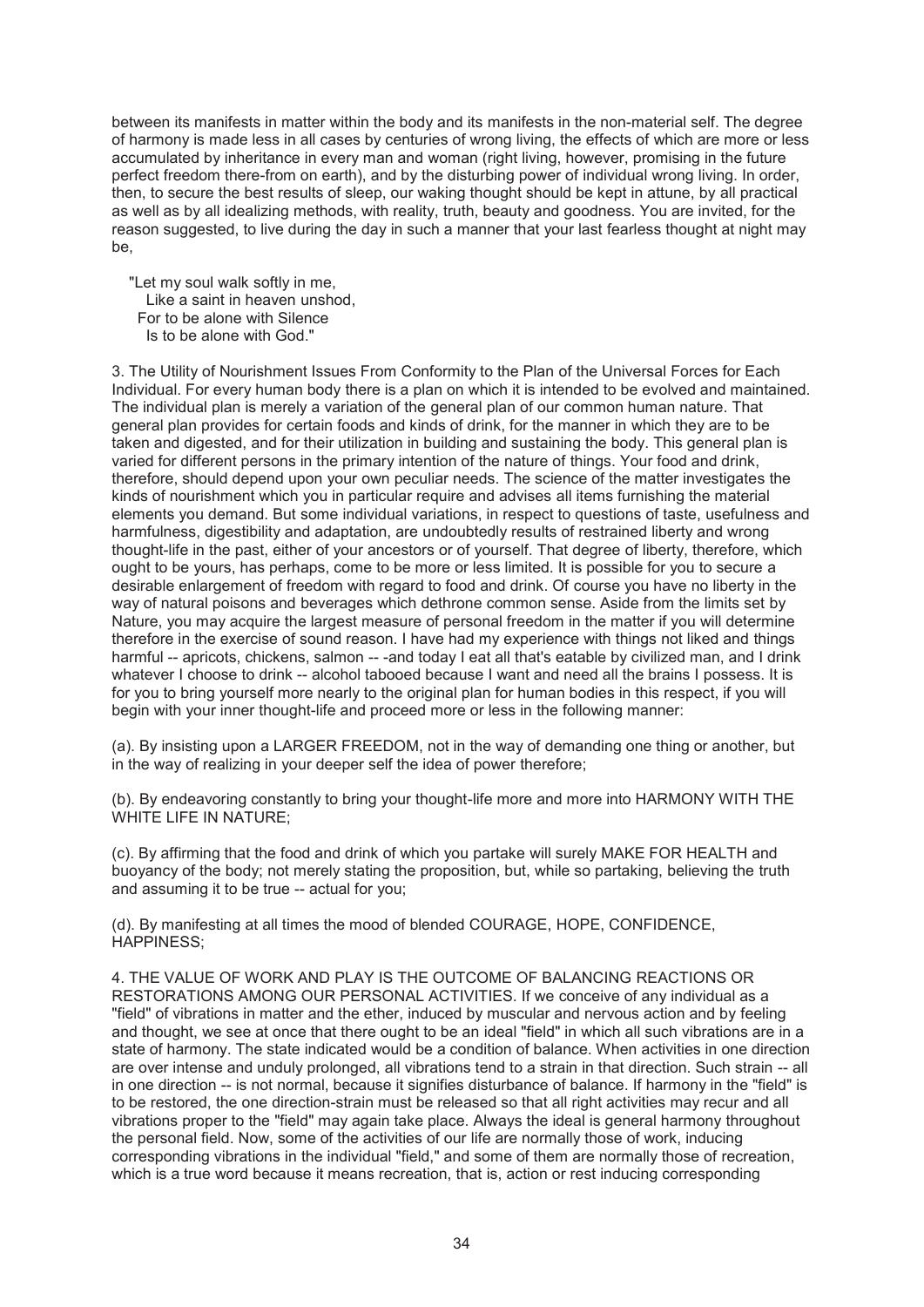between its manifests in matter within the body and its manifests in the non-material self. The degree of harmony is made less in all cases by centuries of wrong living, the effects of which are more or less accumulated by inheritance in every man and woman (right living, however, promising in the future perfect freedom there-from on earth), and by the disturbing power of individual wrong living. In order, then, to secure the best results of sleep, our waking thought should be kept in attune, by all practical as well as by all idealizing methods, with reality, truth, beauty and goodness. You are invited, for the reason suggested, to live during the day in such a manner that your last fearless thought at night may be,

> "Let my soul walk softly in me,
> Like a saint in heaven unshod,
> For to be alone with Silence
> Is to be alone with God."

3. The Utility of Nourishment Issues From Conformity to the Plan of the Universal Forces for Each Individual. For every human body there is a plan on which it is intended to be evolved and maintained. The individual plan is merely a variation of the general plan of our common human nature. That general plan provides for certain foods and kinds of drink, for the manner in which they are to be taken and digested, and for their utilization in building and sustaining the body. This general plan is varied for different persons in the primary intention of the nature of things. Your food and drink, therefore, should depend upon your own peculiar needs. The science of the matter investigates the kinds of nourishment which you in particular require and advises all items furnishing the material elements you demand. But some individual variations, in respect to questions of taste, usefulness and harmfulness, digestibility and adaptation, are undoubtedly results of restrained liberty and wrong thought-life in the past, either of your ancestors or of yourself. That degree of liberty, therefore, which ought to be yours, has perhaps, come to be more or less limited. It is possible for you to secure a desirable enlargement of freedom with regard to food and drink. Of course you have no liberty in the way of natural poisons and beverages which dethrone common sense. Aside from the limits set by Nature, you may acquire the largest measure of personal freedom in the matter if you will determine therefore in the exercise of sound reason. I have had my experience with things not liked and things harmful -- apricots, chickens, salmon -- -and today I eat all that's eatable by civilized man, and I drink whatever I choose to drink -- alcohol tabooed because I want and need all the brains I possess. It is for you to bring yourself more nearly to the original plan for human bodies in this respect, if you will begin with your inner thought-life and proceed more or less in the following manner:

(a). By insisting upon a LARGER FREEDOM, not in the way of demanding one thing or another, but in the way of realizing in your deeper self the idea of power therefore;

(b). By endeavoring constantly to bring your thought-life more and more into HARMONY WITH THE WHITE LIFE IN NATURE;

(c). By affirming that the food and drink of which you partake will surely MAKE FOR HEALTH and buoyancy of the body; not merely stating the proposition, but, while so partaking, believing the truth and assuming it to be true -- actual for you;

(d). By manifesting at all times the mood of blended COURAGE, HOPE, CONFIDENCE, HAPPINESS;

4. THE VALUE OF WORK AND PLAY IS THE OUTCOME OF BALANCING REACTIONS OR RESTORATIONS AMONG OUR PERSONAL ACTIVITIES. If we conceive of any individual as a "field" of vibrations in matter and the ether, induced by muscular and nervous action and by feeling and thought, we see at once that there ought to be an ideal "field" in which all such vibrations are in a state of harmony. The state indicated would be a condition of balance. When activities in one direction are over intense and unduly prolonged, all vibrations tend to a strain in that direction. Such strain -- all in one direction -- is not normal, because it signifies disturbance of balance. If harmony in the "field" is to be restored, the one direction-strain must be released so that all right activities may recur and all vibrations proper to the "field" may again take place. Always the ideal is general harmony throughout the personal field. Now, some of the activities of our life are normally those of work, inducing corresponding vibrations in the individual "field," and some of them are normally those of recreation, which is a true word because it means recreation, that is, action or rest inducing corresponding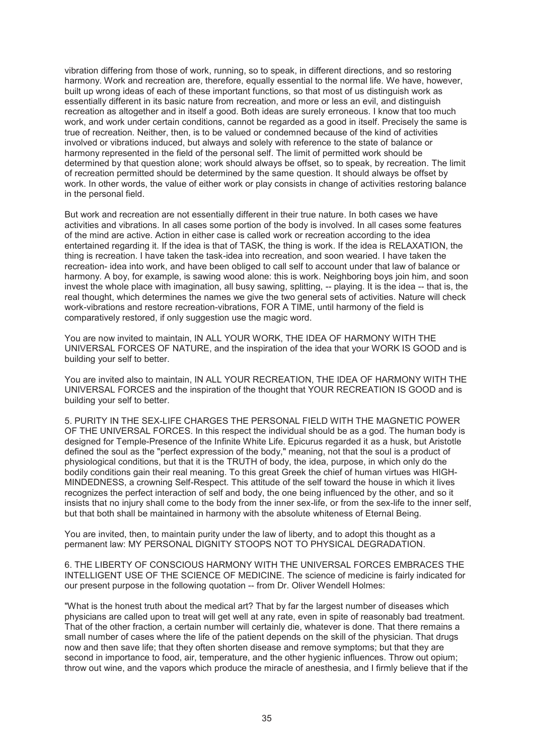vibration differing from those of work, running, so to speak, in different directions, and so restoring harmony. Work and recreation are, therefore, equally essential to the normal life. We have, however, built up wrong ideas of each of these important functions, so that most of us distinguish work as essentially different in its basic nature from recreation, and more or less an evil, and distinguish recreation as altogether and in itself a good. Both ideas are surely erroneous. I know that too much work, and work under certain conditions, cannot be regarded as a good in itself. Precisely the same is true of recreation. Neither, then, is to be valued or condemned because of the kind of activities involved or vibrations induced, but always and solely with reference to the state of balance or harmony represented in the field of the personal self. The limit of permitted work should be determined by that question alone; work should always be offset, so to speak, by recreation. The limit of recreation permitted should be determined by the same question. It should always be offset by work. In other words, the value of either work or play consists in change of activities restoring balance in the personal field.

But work and recreation are not essentially different in their true nature. In both cases we have activities and vibrations. In all cases some portion of the body is involved. In all cases some features of the mind are active. Action in either case is called work or recreation according to the idea entertained regarding it. If the idea is that of TASK, the thing is work. If the idea is RELAXATION, the thing is recreation. I have taken the task-idea into recreation, and soon wearied. I have taken the recreation- idea into work, and have been obliged to call self to account under that law of balance or harmony. A boy, for example, is sawing wood alone: this is work. Neighboring boys join him, and soon invest the whole place with imagination, all busy sawing, splitting, -- playing. It is the idea -- that is, the real thought, which determines the names we give the two general sets of activities. Nature will check work-vibrations and restore recreation-vibrations, FOR A TIME, until harmony of the field is comparatively restored, if only suggestion use the magic word.

You are now invited to maintain, IN ALL YOUR WORK, THE IDEA OF HARMONY WITH THE UNIVERSAL FORCES OF NATURE, and the inspiration of the idea that your WORK IS GOOD and is building your self to better.

You are invited also to maintain, IN ALL YOUR RECREATION, THE IDEA OF HARMONY WITH THE UNIVERSAL FORCES and the inspiration of the thought that YOUR RECREATION IS GOOD and is building your self to better.

5. PURITY IN THE SEX-LIFE CHARGES THE PERSONAL FIELD WITH THE MAGNETIC POWER OF THE UNIVERSAL FORCES. In this respect the individual should be as a god. The human body is designed for Temple-Presence of the Infinite White Life. Epicurus regarded it as a husk, but Aristotle defined the soul as the "perfect expression of the body," meaning, not that the soul is a product of physiological conditions, but that it is the TRUTH of body, the idea, purpose, in which only do the bodily conditions gain their real meaning. To this great Greek the chief of human virtues was HIGH-MINDEDNESS, a crowning Self-Respect. This attitude of the self toward the house in which it lives recognizes the perfect interaction of self and body, the one being influenced by the other, and so it insists that no injury shall come to the body from the inner sex-life, or from the sex-life to the inner self, but that both shall be maintained in harmony with the absolute whiteness of Eternal Being.

You are invited, then, to maintain purity under the law of liberty, and to adopt this thought as a permanent law: MY PERSONAL DIGNITY STOOPS NOT TO PHYSICAL DEGRADATION.

6. THE LIBERTY OF CONSCIOUS HARMONY WITH THE UNIVERSAL FORCES EMBRACES THE INTELLIGENT USE OF THE SCIENCE OF MEDICINE. The science of medicine is fairly indicated for our present purpose in the following quotation -- from Dr. Oliver Wendell Holmes:

"What is the honest truth about the medical art? That by far the largest number of diseases which physicians are called upon to treat will get well at any rate, even in spite of reasonably bad treatment. That of the other fraction, a certain number will certainly die, whatever is done. That there remains a small number of cases where the life of the patient depends on the skill of the physician. That drugs now and then save life; that they often shorten disease and remove symptoms; but that they are second in importance to food, air, temperature, and the other hygienic influences. Throw out opium; throw out wine, and the vapors which produce the miracle of anesthesia, and I firmly believe that if the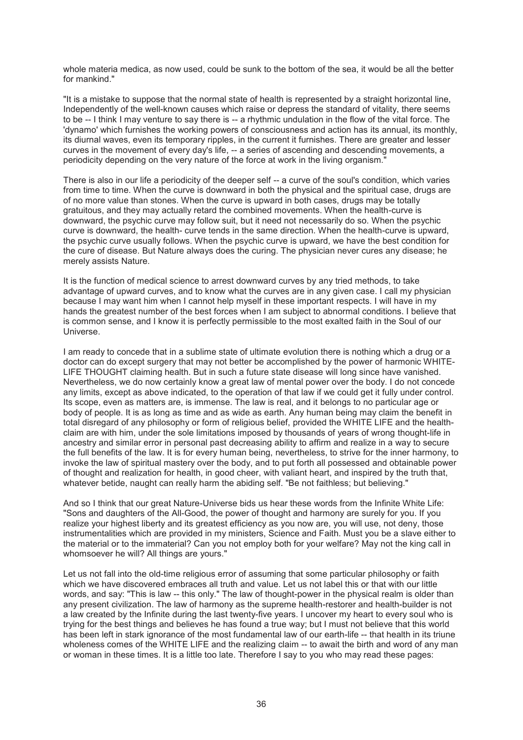whole materia medica, as now used, could be sunk to the bottom of the sea, it would be all the better for mankind."

"It is a mistake to suppose that the normal state of health is represented by a straight horizontal line, Independently of the well-known causes which raise or depress the standard of vitality, there seems to be -- I think I may venture to say there is -- a rhythmic undulation in the flow of the vital force. The 'dynamo' which furnishes the working powers of consciousness and action has its annual, its monthly, its diurnal waves, even its temporary ripples, in the current it furnishes. There are greater and lesser curves in the movement of every day's life, -- a series of ascending and descending movements, a periodicity depending on the very nature of the force at work in the living organism."

There is also in our life a periodicity of the deeper self -- a curve of the soul's condition, which varies from time to time. When the curve is downward in both the physical and the spiritual case, drugs are of no more value than stones. When the curve is upward in both cases, drugs may be totally gratuitous, and they may actually retard the combined movements. When the health-curve is downward, the psychic curve may follow suit, but it need not necessarily do so. When the psychic curve is downward, the health- curve tends in the same direction. When the health-curve is upward, the psychic curve usually follows. When the psychic curve is upward, we have the best condition for the cure of disease. But Nature always does the curing. The physician never cures any disease; he merely assists Nature.

It is the function of medical science to arrest downward curves by any tried methods, to take advantage of upward curves, and to know what the curves are in any given case. I call my physician because I may want him when I cannot help myself in these important respects. I will have in my hands the greatest number of the best forces when I am subject to abnormal conditions. I believe that is common sense, and I know it is perfectly permissible to the most exalted faith in the Soul of our Universe.

I am ready to concede that in a sublime state of ultimate evolution there is nothing which a drug or a doctor can do except surgery that may not better be accomplished by the power of harmonic WHITE-LIFE THOUGHT claiming health. But in such a future state disease will long since have vanished. Nevertheless, we do now certainly know a great law of mental power over the body. I do not concede any limits, except as above indicated, to the operation of that law if we could get it fully under control. Its scope, even as matters are, is immense. The law is real, and it belongs to no particular age or body of people. It is as long as time and as wide as earth. Any human being may claim the benefit in total disregard of any philosophy or form of religious belief, provided the WHITE LIFE and the health-claim are with him, under the sole limitations imposed by thousands of years of wrong thought-life in ancestry and similar error in personal past decreasing ability to affirm and realize in a way to secure the full benefits of the law. It is for every human being, nevertheless, to strive for the inner harmony, to invoke the law of spiritual mastery over the body, and to put forth all possessed and obtainable power of thought and realization for health, in good cheer, with valiant heart, and inspired by the truth that, whatever betide, naught can really harm the abiding self. "Be not faithless; but believing."

And so I think that our great Nature-Universe bids us hear these words from the Infinite White Life: "Sons and daughters of the All-Good, the power of thought and harmony are surely for you. If you realize your highest liberty and its greatest efficiency as you now are, you will use, not deny, those instrumentalities which are provided in my ministers, Science and Faith. Must you be a slave either to the material or to the immaterial? Can you not employ both for your welfare? May not the king call in whomsoever he will? All things are yours."

Let us not fall into the old-time religious error of assuming that some particular philosophy or faith which we have discovered embraces all truth and value. Let us not label this or that with our little words, and say: "This is law -- this only." The law of thought-power in the physical realm is older than any present civilization. The law of harmony as the supreme health-restorer and health-builder is not a law created by the Infinite during the last twenty-five years. I uncover my heart to every soul who is trying for the best things and believes he has found a true way; but I must not believe that this world has been left in stark ignorance of the most fundamental law of our earth-life -- that health in its triune wholeness comes of the WHITE LIFE and the realizing claim -- to await the birth and word of any man or woman in these times. It is a little too late. Therefore I say to you who may read these pages: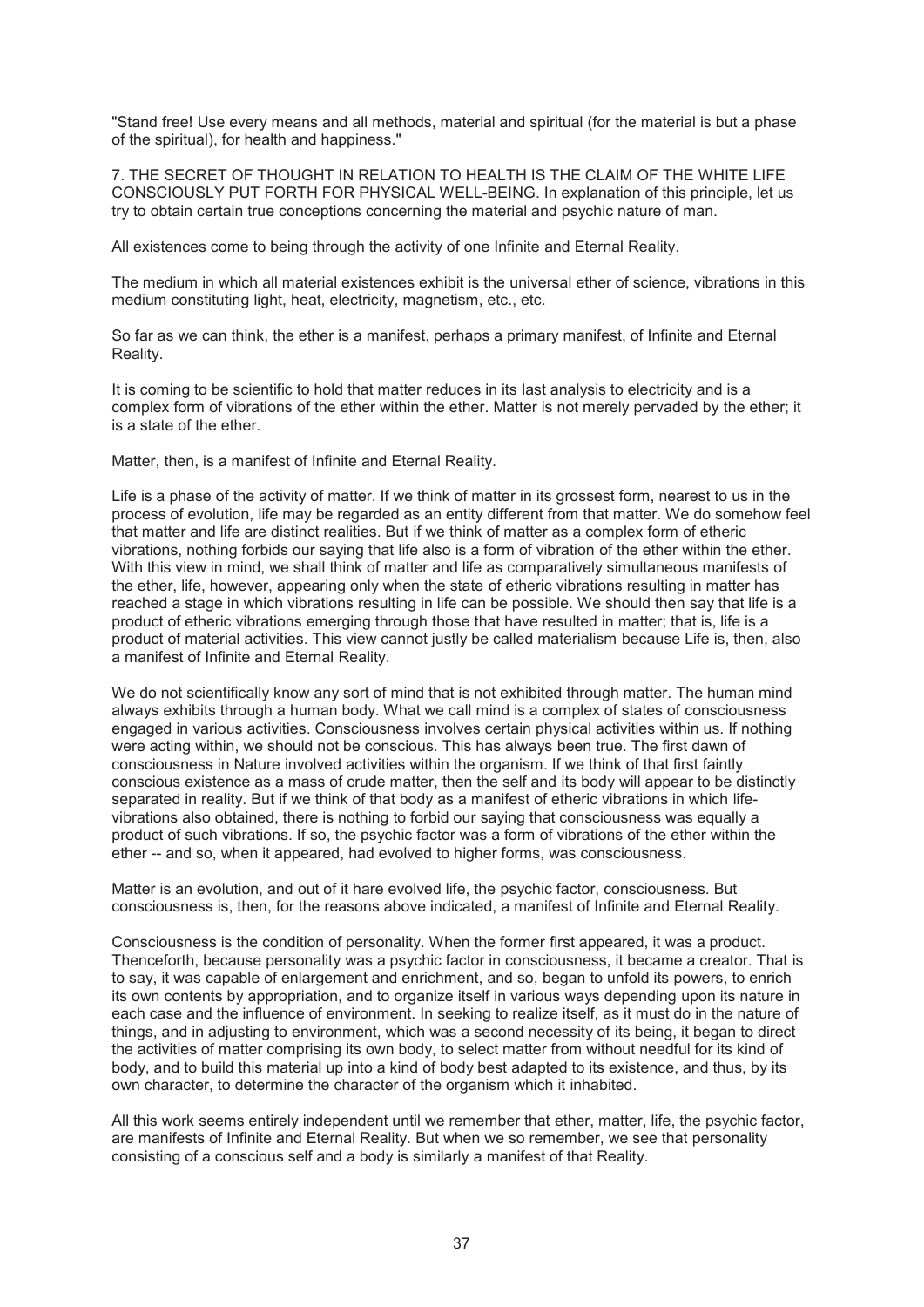"Stand free! Use every means and all methods, material and spiritual (for the material is but a phase of the spiritual), for health and happiness."

7. THE SECRET OF THOUGHT IN RELATION TO HEALTH IS THE CLAIM OF THE WHITE LIFE CONSCIOUSLY PUT FORTH FOR PHYSICAL WELL-BEING. In explanation of this principle, let us try to obtain certain true conceptions concerning the material and psychic nature of man.

All existences come to being through the activity of one Infinite and Eternal Reality.

The medium in which all material existences exhibit is the universal ether of science, vibrations in this medium constituting light, heat, electricity, magnetism, etc., etc.

So far as we can think, the ether is a manifest, perhaps a primary manifest, of Infinite and Eternal Reality.

It is coming to be scientific to hold that matter reduces in its last analysis to electricity and is a complex form of vibrations of the ether within the ether. Matter is not merely pervaded by the ether; it is a state of the ether.

Matter, then, is a manifest of Infinite and Eternal Reality.

Life is a phase of the activity of matter. If we think of matter in its grossest form, nearest to us in the process of evolution, life may be regarded as an entity different from that matter. We do somehow feel that matter and life are distinct realities. But if we think of matter as a complex form of etheric vibrations, nothing forbids our saying that life also is a form of vibration of the ether within the ether. With this view in mind, we shall think of matter and life as comparatively simultaneous manifests of the ether, life, however, appearing only when the state of etheric vibrations resulting in matter has reached a stage in which vibrations resulting in life can be possible. We should then say that life is a product of etheric vibrations emerging through those that have resulted in matter; that is, life is a product of material activities. This view cannot justly be called materialism because Life is, then, also a manifest of Infinite and Eternal Reality.

We do not scientifically know any sort of mind that is not exhibited through matter. The human mind always exhibits through a human body. What we call mind is a complex of states of consciousness engaged in various activities. Consciousness involves certain physical activities within us. If nothing were acting within, we should not be conscious. This has always been true. The first dawn of consciousness in Nature involved activities within the organism. If we think of that first faintly conscious existence as a mass of crude matter, then the self and its body will appear to be distinctly separated in reality. But if we think of that body as a manifest of etheric vibrations in which life-vibrations also obtained, there is nothing to forbid our saying that consciousness was equally a product of such vibrations. If so, the psychic factor was a form of vibrations of the ether within the ether -- and so, when it appeared, had evolved to higher forms, was consciousness.

Matter is an evolution, and out of it hare evolved life, the psychic factor, consciousness. But consciousness is, then, for the reasons above indicated, a manifest of Infinite and Eternal Reality.

Consciousness is the condition of personality. When the former first appeared, it was a product. Thenceforth, because personality was a psychic factor in consciousness, it became a creator. That is to say, it was capable of enlargement and enrichment, and so, began to unfold its powers, to enrich its own contents by appropriation, and to organize itself in various ways depending upon its nature in each case and the influence of environment. In seeking to realize itself, as it must do in the nature of things, and in adjusting to environment, which was a second necessity of its being, it began to direct the activities of matter comprising its own body, to select matter from without needful for its kind of body, and to build this material up into a kind of body best adapted to its existence, and thus, by its own character, to determine the character of the organism which it inhabited.

All this work seems entirely independent until we remember that ether, matter, life, the psychic factor, are manifests of Infinite and Eternal Reality. But when we so remember, we see that personality consisting of a conscious self and a body is similarly a manifest of that Reality.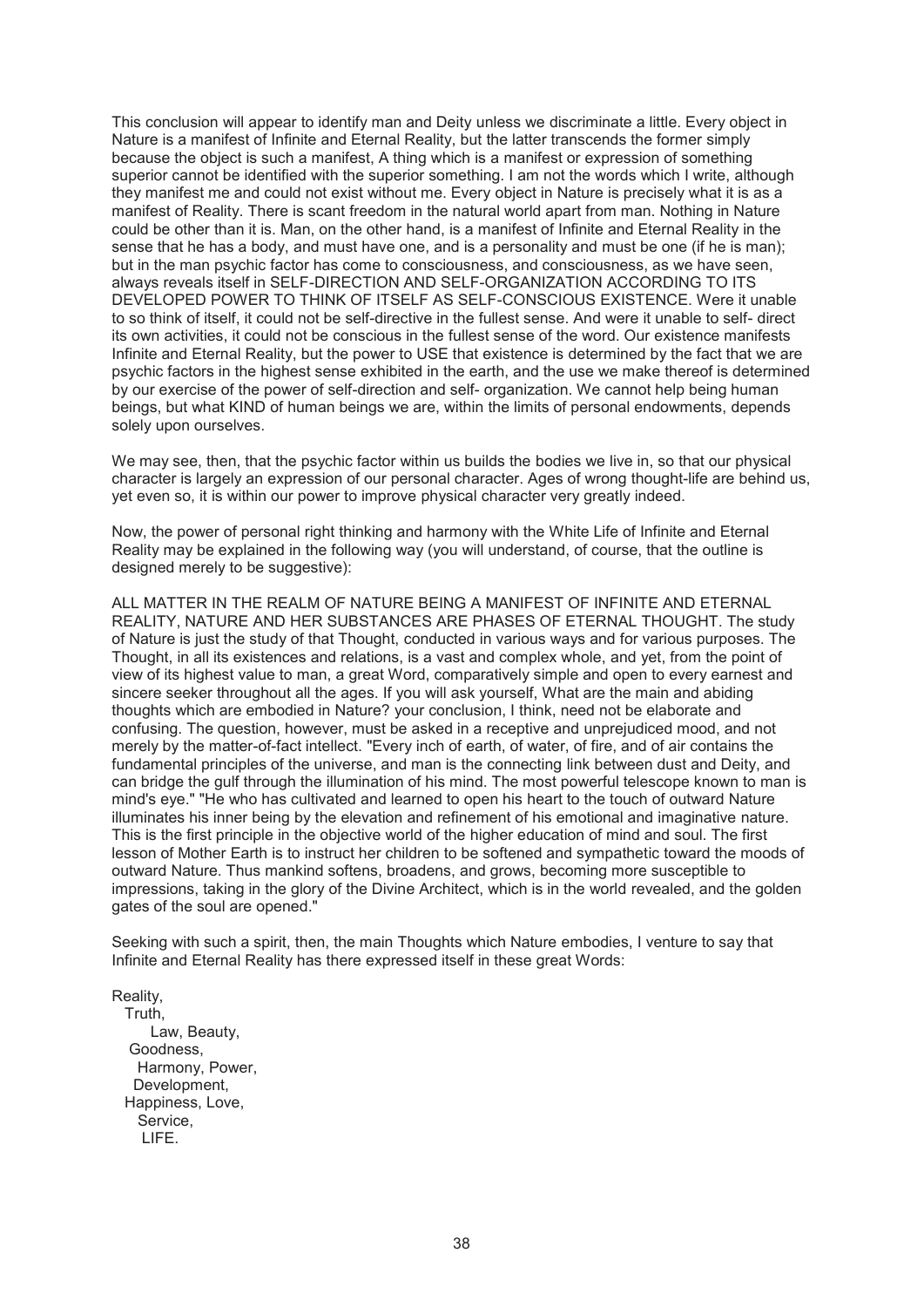This conclusion will appear to identify man and Deity unless we discriminate a little. Every object in Nature is a manifest of Infinite and Eternal Reality, but the latter transcends the former simply because the object is such a manifest, A thing which is a manifest or expression of something superior cannot be identified with the superior something. I am not the words which I write, although they manifest me and could not exist without me. Every object in Nature is precisely what it is as a manifest of Reality. There is scant freedom in the natural world apart from man. Nothing in Nature could be other than it is. Man, on the other hand, is a manifest of Infinite and Eternal Reality in the sense that he has a body, and must have one, and is a personality and must be one (if he is man); but in the man psychic factor has come to consciousness, and consciousness, as we have seen, always reveals itself in SELF-DIRECTION AND SELF-ORGANIZATION ACCORDING TO ITS DEVELOPED POWER TO THINK OF ITSELF AS SELF-CONSCIOUS EXISTENCE. Were it unable to so think of itself, it could not be self-directive in the fullest sense. And were it unable to self- direct its own activities, it could not be conscious in the fullest sense of the word. Our existence manifests Infinite and Eternal Reality, but the power to USE that existence is determined by the fact that we are psychic factors in the highest sense exhibited in the earth, and the use we make thereof is determined by our exercise of the power of self-direction and self- organization. We cannot help being human beings, but what KIND of human beings we are, within the limits of personal endowments, depends solely upon ourselves.

We may see, then, that the psychic factor within us builds the bodies we live in, so that our physical character is largely an expression of our personal character. Ages of wrong thought-life are behind us, yet even so, it is within our power to improve physical character very greatly indeed.

Now, the power of personal right thinking and harmony with the White Life of Infinite and Eternal Reality may be explained in the following way (you will understand, of course, that the outline is designed merely to be suggestive):

ALL MATTER IN THE REALM OF NATURE BEING A MANIFEST OF INFINITE AND ETERNAL REALITY, NATURE AND HER SUBSTANCES ARE PHASES OF ETERNAL THOUGHT. The study of Nature is just the study of that Thought, conducted in various ways and for various purposes. The Thought, in all its existences and relations, is a vast and complex whole, and yet, from the point of view of its highest value to man, a great Word, comparatively simple and open to every earnest and sincere seeker throughout all the ages. If you will ask yourself, What are the main and abiding thoughts which are embodied in Nature? your conclusion, I think, need not be elaborate and confusing. The question, however, must be asked in a receptive and unprejudiced mood, and not merely by the matter-of-fact intellect. "Every inch of earth, of water, of fire, and of air contains the fundamental principles of the universe, and man is the connecting link between dust and Deity, and can bridge the gulf through the illumination of his mind. The most powerful telescope known to man is mind's eye." "He who has cultivated and learned to open his heart to the touch of outward Nature illuminates his inner being by the elevation and refinement of his emotional and imaginative nature. This is the first principle in the objective world of the higher education of mind and soul. The first lesson of Mother Earth is to instruct her children to be softened and sympathetic toward the moods of outward Nature. Thus mankind softens, broadens, and grows, becoming more susceptible to impressions, taking in the glory of the Divine Architect, which is in the world revealed, and the golden gates of the soul are opened."

Seeking with such a spirit, then, the main Thoughts which Nature embodies, I venture to say that Infinite and Eternal Reality has there expressed itself in these great Words:

Reality,  
Truth,  
Law, Beauty,  
Goodness,  
Harmony, Power,  
Development,  
Happiness, Love,  
Service,  
LIFE.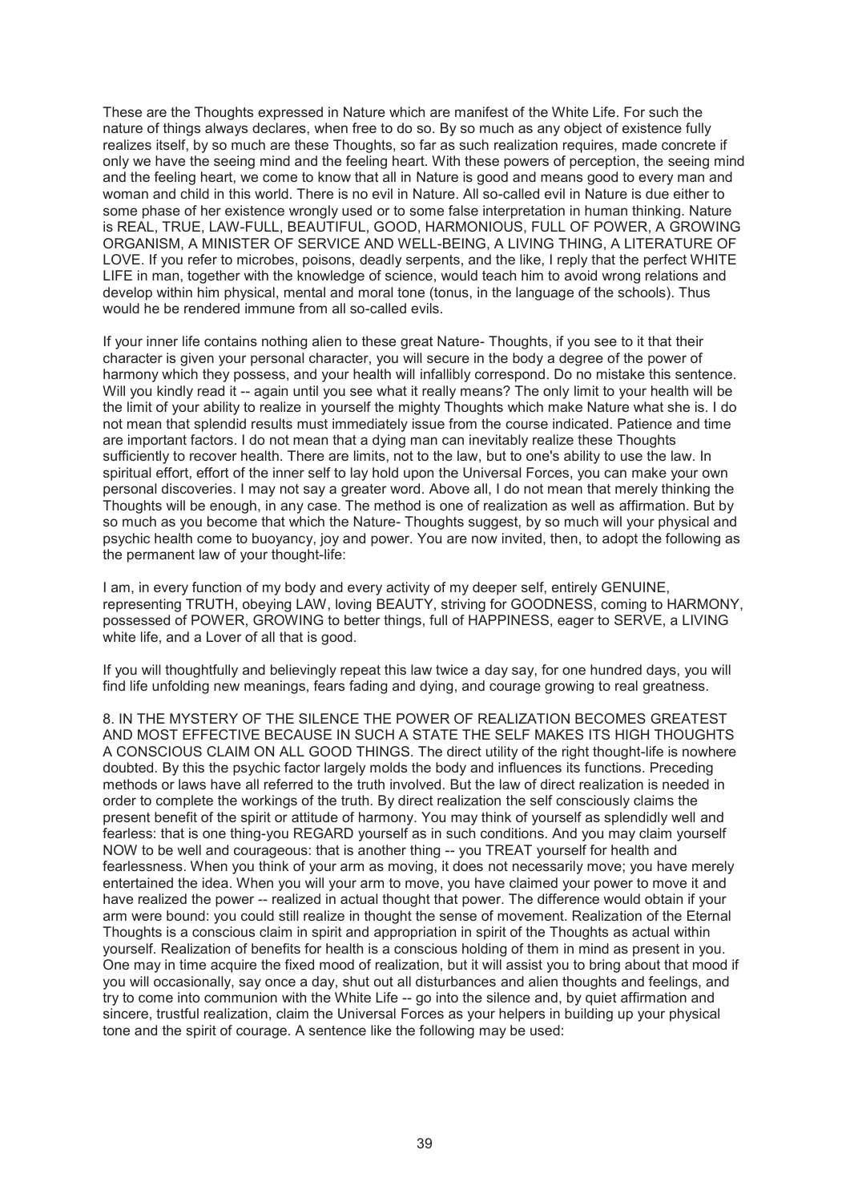These are the Thoughts expressed in Nature which are manifest of the White Life. For such the nature of things always declares, when free to do so. By so much as any object of existence fully realizes itself, by so much are these Thoughts, so far as such realization requires, made concrete if only we have the seeing mind and the feeling heart. With these powers of perception, the seeing mind and the feeling heart, we come to know that all in Nature is good and means good to every man and woman and child in this world. There is no evil in Nature. All so-called evil in Nature is due either to some phase of her existence wrongly used or to some false interpretation in human thinking. Nature is REAL, TRUE, LAW-FULL, BEAUTIFUL, GOOD, HARMONIOUS, FULL OF POWER, A GROWING ORGANISM, A MINISTER OF SERVICE AND WELL-BEING, A LIVING THING, A LITERATURE OF LOVE. If you refer to microbes, poisons, deadly serpents, and the like, I reply that the perfect WHITE LIFE in man, together with the knowledge of science, would teach him to avoid wrong relations and develop within him physical, mental and moral tone (tonus, in the language of the schools). Thus would he be rendered immune from all so-called evils.

If your inner life contains nothing alien to these great Nature- Thoughts, if you see to it that their character is given your personal character, you will secure in the body a degree of the power of harmony which they possess, and your health will infallibly correspond. Do no mistake this sentence. Will you kindly read it -- again until you see what it really means? The only limit to your health will be the limit of your ability to realize in yourself the mighty Thoughts which make Nature what she is. I do not mean that splendid results must immediately issue from the course indicated. Patience and time are important factors. I do not mean that a dying man can inevitably realize these Thoughts sufficiently to recover health. There are limits, not to the law, but to one's ability to use the law. In spiritual effort, effort of the inner self to lay hold upon the Universal Forces, you can make your own personal discoveries. I may not say a greater word. Above all, I do not mean that merely thinking the Thoughts will be enough, in any case. The method is one of realization as well as affirmation. But by so much as you become that which the Nature- Thoughts suggest, by so much will your physical and psychic health come to buoyancy, joy and power. You are now invited, then, to adopt the following as the permanent law of your thought-life:

I am, in every function of my body and every activity of my deeper self, entirely GENUINE, representing TRUTH, obeying LAW, loving BEAUTY, striving for GOODNESS, coming to HARMONY, possessed of POWER, GROWING to better things, full of HAPPINESS, eager to SERVE, a LIVING white life, and a Lover of all that is good.

If you will thoughtfully and believingly repeat this law twice a day say, for one hundred days, you will find life unfolding new meanings, fears fading and dying, and courage growing to real greatness.

8. IN THE MYSTERY OF THE SILENCE THE POWER OF REALIZATION BECOMES GREATEST AND MOST EFFECTIVE BECAUSE IN SUCH A STATE THE SELF MAKES ITS HIGH THOUGHTS A CONSCIOUS CLAIM ON ALL GOOD THINGS. The direct utility of the right thought-life is nowhere doubted. By this the psychic factor largely molds the body and influences its functions. Preceding methods or laws have all referred to the truth involved. But the law of direct realization is needed in order to complete the workings of the truth. By direct realization the self consciously claims the present benefit of the spirit or attitude of harmony. You may think of yourself as splendidly well and fearless: that is one thing-you REGARD yourself as in such conditions. And you may claim yourself NOW to be well and courageous: that is another thing -- you TREAT yourself for health and fearlessness. When you think of your arm as moving, it does not necessarily move; you have merely entertained the idea. When you will your arm to move, you have claimed your power to move it and have realized the power -- realized in actual thought that power. The difference would obtain if your arm were bound: you could still realize in thought the sense of movement. Realization of the Eternal Thoughts is a conscious claim in spirit and appropriation in spirit of the Thoughts as actual within yourself. Realization of benefits for health is a conscious holding of them in mind as present in you. One may in time acquire the fixed mood of realization, but it will assist you to bring about that mood if you will occasionally, say once a day, shut out all disturbances and alien thoughts and feelings, and try to come into communion with the White Life -- go into the silence and, by quiet affirmation and sincere, trustful realization, claim the Universal Forces as your helpers in building up your physical tone and the spirit of courage. A sentence like the following may be used: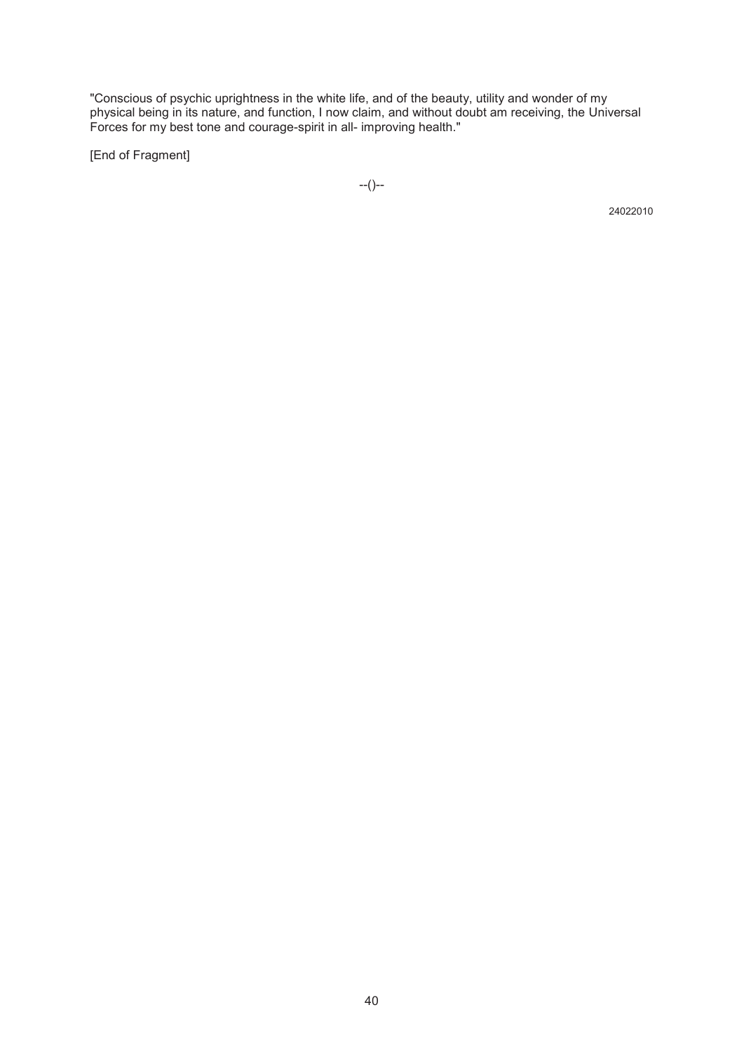"Conscious of psychic uprightness in the white life, and of the beauty, utility and wonder of my physical being in its nature, and function, I now claim, and without doubt am receiving, the Universal Forces for my best tone and courage-spirit in all- improving health."

[End of Fragment]

--()--

24022010